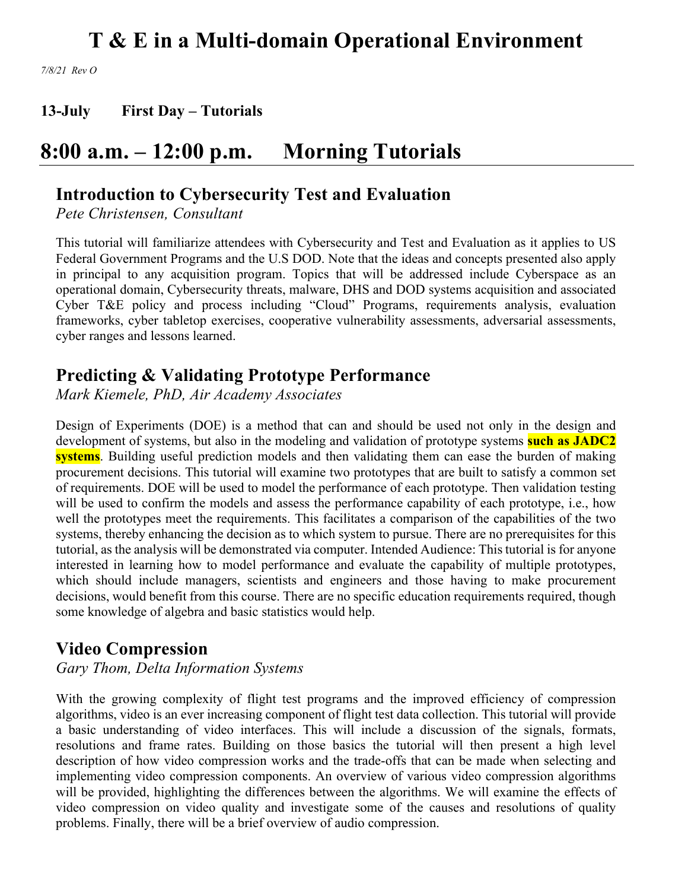# T & E in a Multi-domain Operational Environment

*7/8/21 Rev O*

**13-July First Day – Tutorials**

# 8:00 a.m. – 12:00 p.m. Morning Tutorials

## Introduction to Cybersecurity Test and Evaluation

*Pete Christensen, Consultant*

This tutorial will familiarize attendees with Cybersecurity and Test and Evaluation as it applies to US Federal Government Programs and the U.S DOD. Note that the ideas and concepts presented also apply in principal to any acquisition program. Topics that will be addressed include Cyberspace as an operational domain, Cybersecurity threats, malware, DHS and DOD systems acquisition and associated Cyber T&E policy and process including "Cloud" Programs, requirements analysis, evaluation frameworks, cyber tabletop exercises, cooperative vulnerability assessments, adversarial assessments, cyber ranges and lessons learned.

## Predicting & Validating Prototype Performance

*Mark Kiemele, PhD, Air Academy Associates*

Design of Experiments (DOE) is a method that can and should be used not only in the design and development of systems, but also in the modeling and validation of prototype systems **such as JADC2 systems**. Building useful prediction models and then validating them can ease the burden of making procurement decisions. This tutorial will examine two prototypes that are built to satisfy a common set of requirements. DOE will be used to model the performance of each prototype. Then validation testing will be used to confirm the models and assess the performance capability of each prototype, i.e., how well the prototypes meet the requirements. This facilitates a comparison of the capabilities of the two systems, thereby enhancing the decision as to which system to pursue. There are no prerequisites for this tutorial, as the analysis will be demonstrated via computer. Intended Audience: This tutorial is for anyone interested in learning how to model performance and evaluate the capability of multiple prototypes, which should include managers, scientists and engineers and those having to make procurement decisions, would benefit from this course. There are no specific education requirements required, though some knowledge of algebra and basic statistics would help.

## Video Compression

*Gary Thom, Delta Information Systems*

With the growing complexity of flight test programs and the improved efficiency of compression algorithms, video is an ever increasing component of flight test data collection. This tutorial will provide a basic understanding of video interfaces. This will include a discussion of the signals, formats, resolutions and frame rates. Building on those basics the tutorial will then present a high level description of how video compression works and the trade-offs that can be made when selecting and implementing video compression components. An overview of various video compression algorithms will be provided, highlighting the differences between the algorithms. We will examine the effects of video compression on video quality and investigate some of the causes and resolutions of quality problems. Finally, there will be a brief overview of audio compression.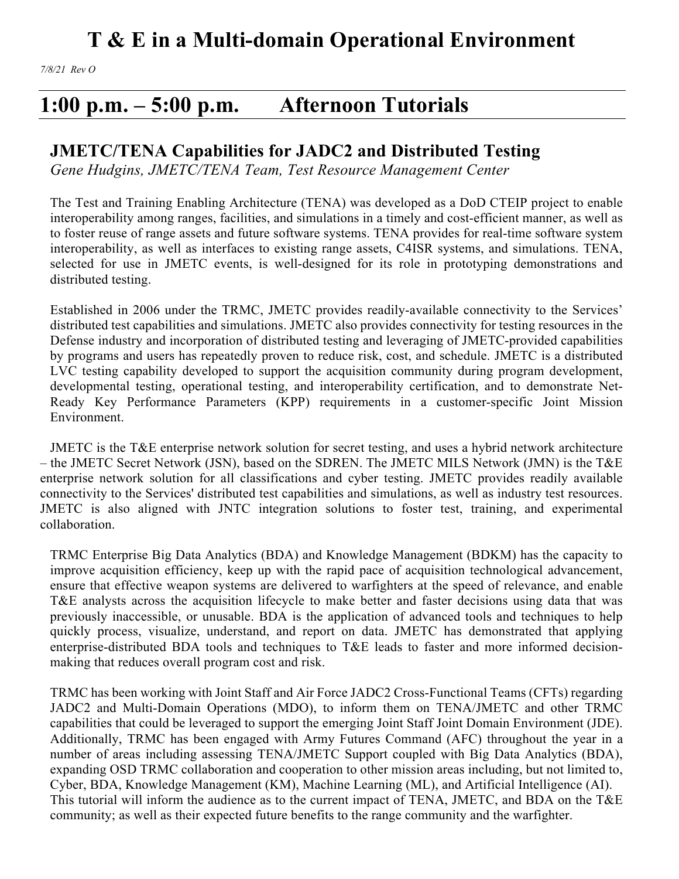# T & E in a Multi-domain Operational Environment

*7/8/21 Rev O*

# 1:00 p.m. – 5:00 p.m. Afternoon Tutorials

## JMETC/TENA Capabilities for JADC2 and Distributed Testing

*Gene Hudgins, JMETC/TENA Team, Test Resource Management Center*

The Test and Training Enabling Architecture (TENA) was developed as a DoD CTEIP project to enable interoperability among ranges, facilities, and simulations in a timely and cost-efficient manner, as well as to foster reuse of range assets and future software systems. TENA provides for real-time software system interoperability, as well as interfaces to existing range assets, C4ISR systems, and simulations. TENA, selected for use in JMETC events, is well-designed for its role in prototyping demonstrations and distributed testing.

Established in 2006 under the TRMC, JMETC provides readily-available connectivity to the Services' distributed test capabilities and simulations. JMETC also provides connectivity for testing resources in the Defense industry and incorporation of distributed testing and leveraging of JMETC-provided capabilities by programs and users has repeatedly proven to reduce risk, cost, and schedule. JMETC is a distributed LVC testing capability developed to support the acquisition community during program development, developmental testing, operational testing, and interoperability certification, and to demonstrate Net-Ready Key Performance Parameters (KPP) requirements in a customer-specific Joint Mission Environment.

JMETC is the T&E enterprise network solution for secret testing, and uses a hybrid network architecture – the JMETC Secret Network (JSN), based on the SDREN. The JMETC MILS Network (JMN) is the T&E enterprise network solution for all classifications and cyber testing. JMETC provides readily available connectivity to the Services' distributed test capabilities and simulations, as well as industry test resources. JMETC is also aligned with JNTC integration solutions to foster test, training, and experimental collaboration.

TRMC Enterprise Big Data Analytics (BDA) and Knowledge Management (BDKM) has the capacity to improve acquisition efficiency, keep up with the rapid pace of acquisition technological advancement, ensure that effective weapon systems are delivered to warfighters at the speed of relevance, and enable T&E analysts across the acquisition lifecycle to make better and faster decisions using data that was previously inaccessible, or unusable. BDA is the application of advanced tools and techniques to help quickly process, visualize, understand, and report on data. JMETC has demonstrated that applying enterprise-distributed BDA tools and techniques to T&E leads to faster and more informed decision-making that reduces overall program cost and risk.

TRMC has been working with Joint Staff and Air Force JADC2 Cross-Functional Teams (CFTs) regarding JADC2 and Multi-Domain Operations (MDO), to inform them on TENA/JMETC and other TRMC capabilities that could be leveraged to support the emerging Joint Staff Joint Domain Environment (JDE). Additionally, TRMC has been engaged with Army Futures Command (AFC) throughout the year in a number of areas including assessing TENA/JMETC Support coupled with Big Data Analytics (BDA), expanding OSD TRMC collaboration and cooperation to other mission areas including, but not limited to, Cyber, BDA, Knowledge Management (KM), Machine Learning (ML), and Artificial Intelligence (AI). This tutorial will inform the audience as to the current impact of TENA, JMETC, and BDA on the T&E community; as well as their expected future benefits to the range community and the warfighter.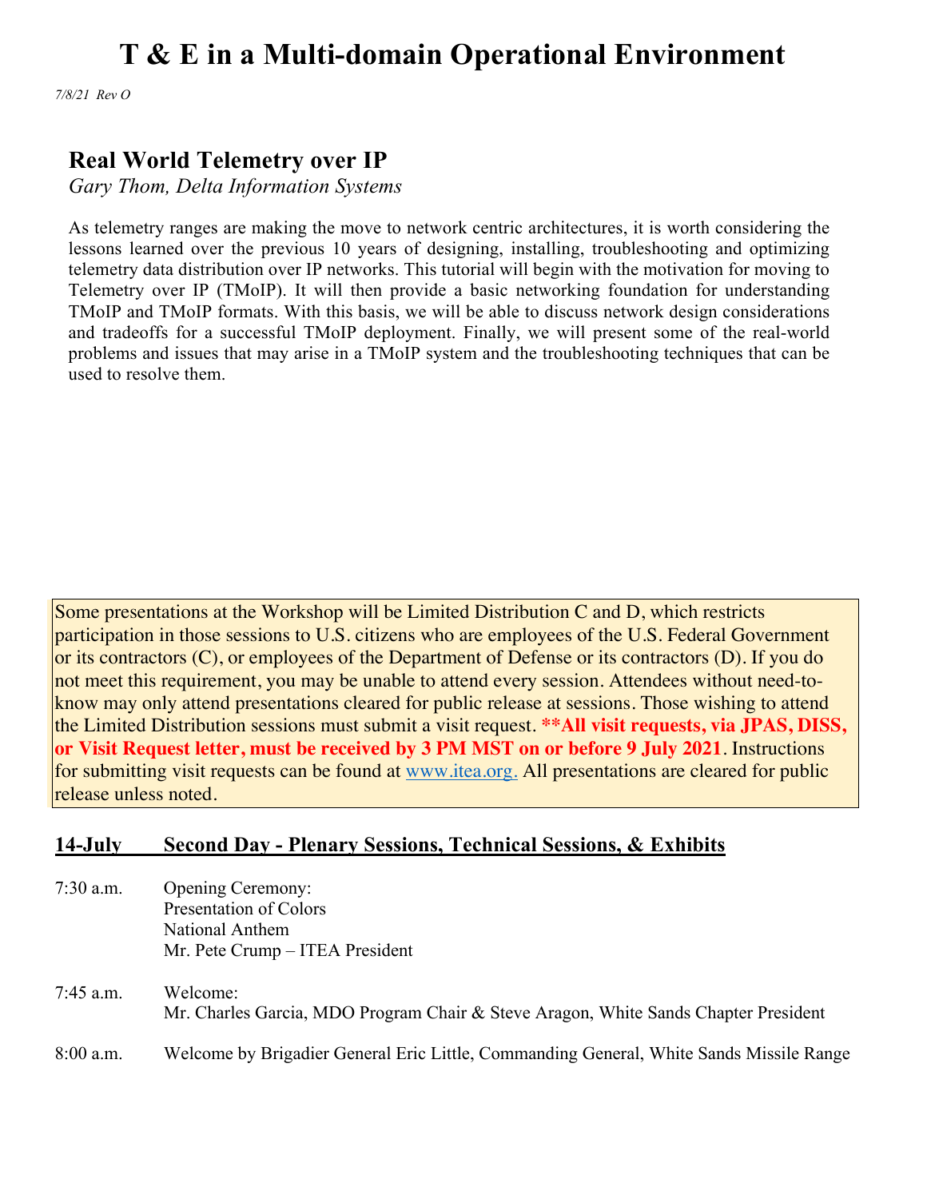# T & E in a Multi-domain Operational Environment

*7/8/21 Rev O*

## Real World Telemetry over IP

*Gary Thom, Delta Information Systems*

As telemetry ranges are making the move to network centric architectures, it is worth considering the lessons learned over the previous 10 years of designing, installing, troubleshooting and optimizing telemetry data distribution over IP networks. This tutorial will begin with the motivation for moving to Telemetry over IP (TMoIP). It will then provide a basic networking foundation for understanding TMoIP and TMoIP formats. With this basis, we will be able to discuss network design considerations and tradeoffs for a successful TMoIP deployment. Finally, we will present some of the real-world problems and issues that may arise in a TMoIP system and the troubleshooting techniques that can be used to resolve them.

Some presentations at the Workshop will be Limited Distribution C and D, which restricts participation in those sessions to U.S. citizens who are employees of the U.S. Federal Government or its contractors (C), or employees of the Department of Defense or its contractors (D). If you do not meet this requirement, you may be unable to attend every session. Attendees without need-to-know may only attend presentations cleared for public release at sessions. Those wishing to attend the Limited Distribution sessions must submit a visit request. **\*\*All visit requests, via JPAS, DISS, or Visit Request letter, must be received by 3 PM MST on or before 9 July 2021**. Instructions for submitting visit requests can be found at [www.itea.org.](www.itea.org) All presentations are cleared for public release unless noted.

## 14-July Second Day - Plenary Sessions, Technical Sessions, & Exhibits

7:30 a.m. Opening Ceremony:
Presentation of Colors
National Anthem
Mr. Pete Crump – ITEA President

7:45 a.m. Welcome:
Mr. Charles Garcia, MDO Program Chair & Steve Aragon, White Sands Chapter President

8:00 a.m. Welcome by Brigadier General Eric Little, Commanding General, White Sands Missile Range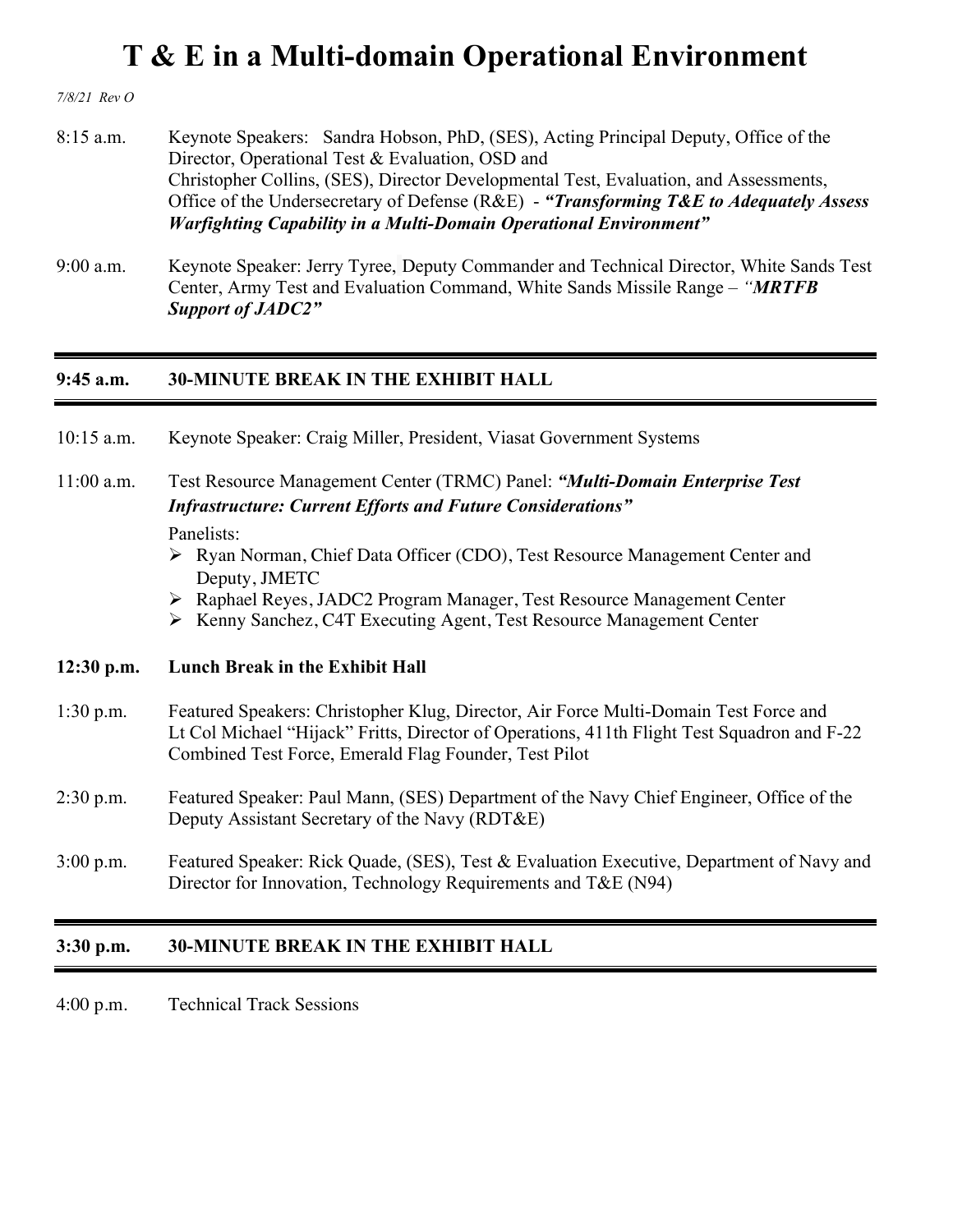# T & E in a Multi-domain Operational Environment

*7/8/21 Rev O*

8:15 a.m. Keynote Speakers: Sandra Hobson, PhD, (SES), Acting Principal Deputy, Office of the Director, Operational Test & Evaluation, OSD and Christopher Collins, (SES), Director Developmental Test, Evaluation, and Assessments, Office of the Undersecretary of Defense (R&E) - ***"Transforming T&E to Adequately Assess Warfighting Capability in a Multi-Domain Operational Environment"***

9:00 a.m. Keynote Speaker: Jerry Tyree, Deputy Commander and Technical Director, White Sands Test Center, Army Test and Evaluation Command, White Sands Missile Range – ***"MRTFB Support of JADC2"***

---

**9:45 a.m. 30-MINUTE BREAK IN THE EXHIBIT HALL**

---

10:15 a.m. Keynote Speaker: Craig Miller, President, Viasat Government Systems

11:00 a.m. Test Resource Management Center (TRMC) Panel: ***"Multi-Domain Enterprise Test Infrastructure: Current Efforts and Future Considerations"***

Panelists:

- Ryan Norman, Chief Data Officer (CDO), Test Resource Management Center and Deputy, JMETC
- Raphael Reyes, JADC2 Program Manager, Test Resource Management Center
- Kenny Sanchez, C4T Executing Agent, Test Resource Management Center

**12:30 p.m. Lunch Break in the Exhibit Hall**

1:30 p.m. Featured Speakers: Christopher Klug, Director, Air Force Multi-Domain Test Force and Lt Col Michael "Hijack" Fritts, Director of Operations, 411th Flight Test Squadron and F-22 Combined Test Force, Emerald Flag Founder, Test Pilot

2:30 p.m. Featured Speaker: Paul Mann, (SES) Department of the Navy Chief Engineer, Office of the Deputy Assistant Secretary of the Navy (RDT&E)

3:00 p.m. Featured Speaker: Rick Quade, (SES), Test & Evaluation Executive, Department of Navy and Director for Innovation, Technology Requirements and T&E (N94)

---

**3:30 p.m. 30-MINUTE BREAK IN THE EXHIBIT HALL**

---

4:00 p.m. Technical Track Sessions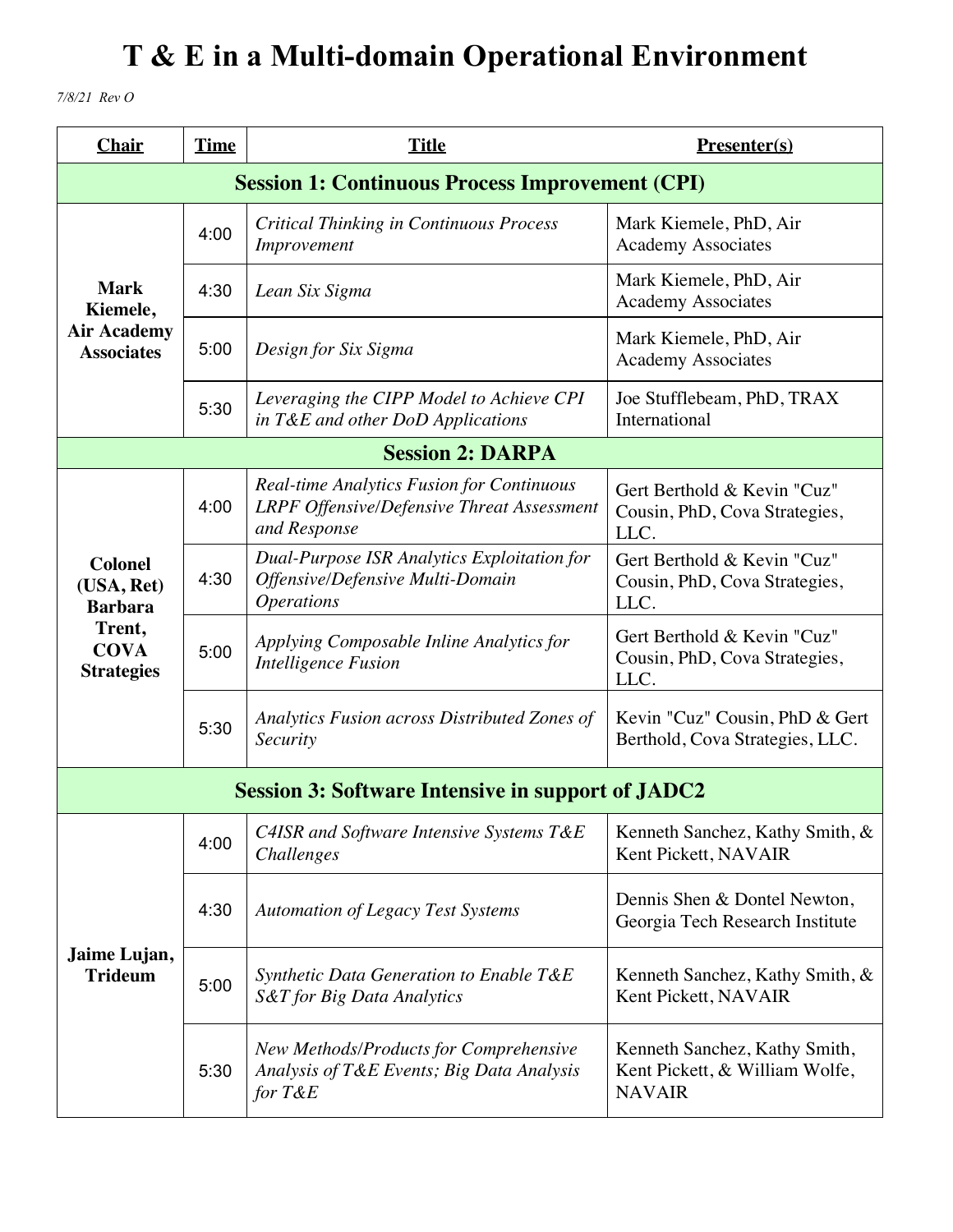# T & E in a Multi-domain Operational Environment

*7/8/21 Rev O*

| Chair | Time | Title | Presenter(s) |
|---|---|---|---|
| **Session 1: Continuous Process Improvement (CPI)** | | | |
| **Mark Kiemele, Air Academy Associates** | 4:00 | *Critical Thinking in Continuous Process Improvement* | Mark Kiemele, PhD, Air Academy Associates |
| | 4:30 | *Lean Six Sigma* | Mark Kiemele, PhD, Air Academy Associates |
| | 5:00 | *Design for Six Sigma* | Mark Kiemele, PhD, Air Academy Associates |
| | 5:30 | *Leveraging the CIPP Model to Achieve CPI in T&E and other DoD Applications* | Joe Stufflebeam, PhD, TRAX International |
| **Session 2: DARPA** | | | |
| **Colonel (USA, Ret) Barbara Trent, COVA Strategies** | 4:00 | *Real-time Analytics Fusion for Continuous LRPF Offensive/Defensive Threat Assessment and Response* | Gert Berthold & Kevin "Cuz" Cousin, PhD, Cova Strategies, LLC. |
| | 4:30 | *Dual-Purpose ISR Analytics Exploitation for Offensive/Defensive Multi-Domain Operations* | Gert Berthold & Kevin "Cuz" Cousin, PhD, Cova Strategies, LLC. |
| | 5:00 | *Applying Composable Inline Analytics for Intelligence Fusion* | Gert Berthold & Kevin "Cuz" Cousin, PhD, Cova Strategies, LLC. |
| | 5:30 | *Analytics Fusion across Distributed Zones of Security* | Kevin "Cuz" Cousin, PhD & Gert Berthold, Cova Strategies, LLC. |
| **Session 3: Software Intensive in support of JADC2** | | | |
| **Jaime Lujan, Trideum** | 4:00 | *C4ISR and Software Intensive Systems T&E Challenges* | Kenneth Sanchez, Kathy Smith, & Kent Pickett, NAVAIR |
| | 4:30 | *Automation of Legacy Test Systems* | Dennis Shen & Dontel Newton, Georgia Tech Research Institute |
| | 5:00 | *Synthetic Data Generation to Enable T&E S&T for Big Data Analytics* | Kenneth Sanchez, Kathy Smith, & Kent Pickett, NAVAIR |
| | 5:30 | *New Methods/Products for Comprehensive Analysis of T&E Events; Big Data Analysis for T&E* | Kenneth Sanchez, Kathy Smith, Kent Pickett, & William Wolfe, NAVAIR |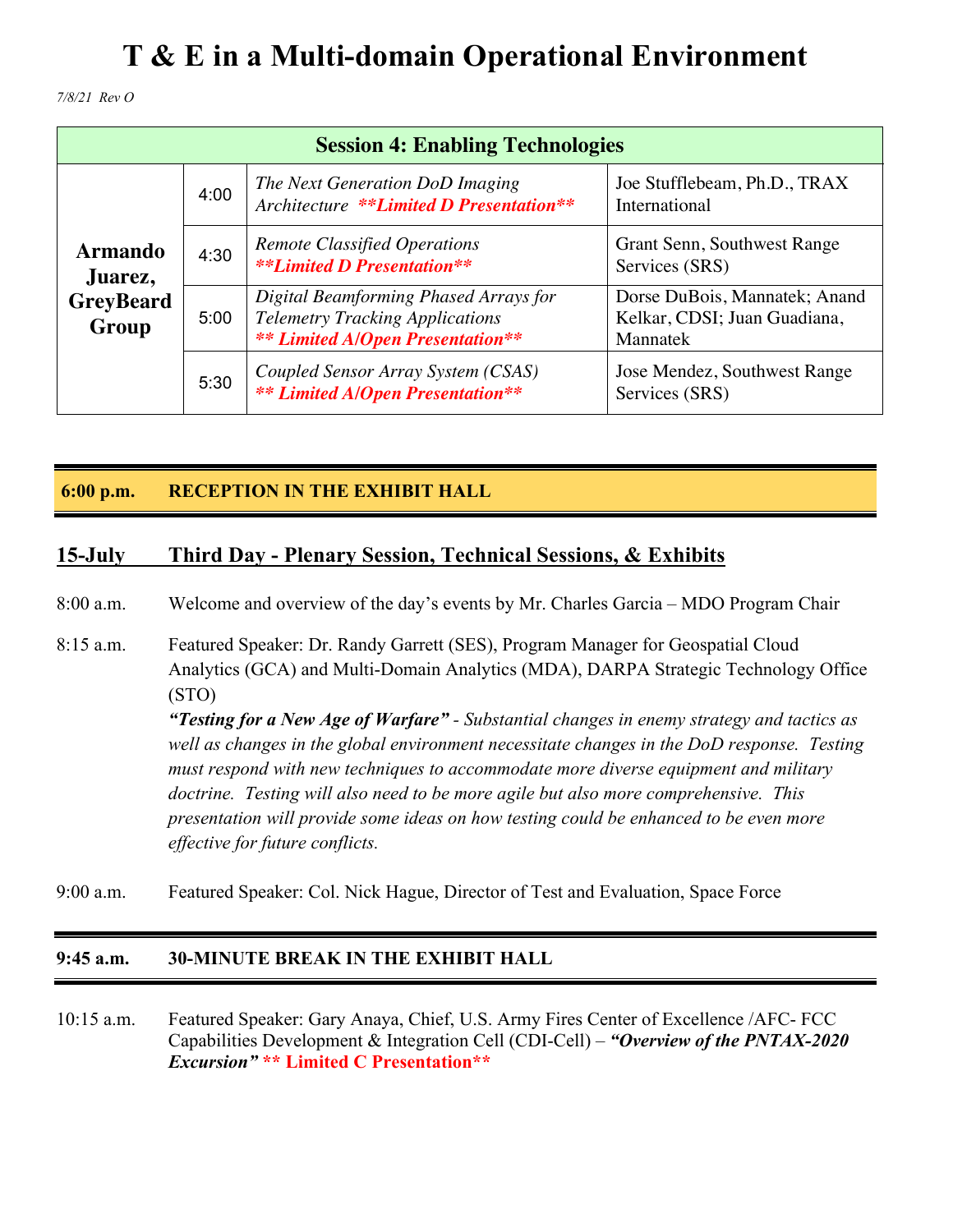# T & E in a Multi-domain Operational Environment

*7/8/21 Rev O*

| Session 4: Enabling Technologies | | | |
|---|---|---|---|
| **Armando Juarez, GreyBeard Group** | 4:00 | *The Next Generation DoD Imaging Architecture* ***\*\*Limited D Presentation\*\**** | Joe Stufflebeam, Ph.D., TRAX International |
| | 4:30 | *Remote Classified Operations* ***\*\*Limited D Presentation\*\**** | Grant Senn, Southwest Range Services (SRS) |
| | 5:00 | *Digital Beamforming Phased Arrays for Telemetry Tracking Applications* ***\*\* Limited A/Open Presentation\*\**** | Dorse DuBois, Mannatek; Anand Kelkar, CDSI; Juan Guadiana, Mannatek |
| | 5:30 | *Coupled Sensor Array System (CSAS)* ***\*\* Limited A/Open Presentation\*\**** | Jose Mendez, Southwest Range Services (SRS) |

**6:00 p.m. RECEPTION IN THE EXHIBIT HALL**

## 15-July Third Day - Plenary Session, Technical Sessions, & Exhibits

8:00 a.m. Welcome and overview of the day's events by Mr. Charles Garcia – MDO Program Chair

8:15 a.m. Featured Speaker: Dr. Randy Garrett (SES), Program Manager for Geospatial Cloud Analytics (GCA) and Multi-Domain Analytics (MDA), DARPA Strategic Technology Office (STO)
***"Testing for a New Age of Warfare"*** *- Substantial changes in enemy strategy and tactics as well as changes in the global environment necessitate changes in the DoD response. Testing must respond with new techniques to accommodate more diverse equipment and military doctrine. Testing will also need to be more agile but also more comprehensive. This presentation will provide some ideas on how testing could be enhanced to be even more effective for future conflicts.*

9:00 a.m. Featured Speaker: Col. Nick Hague, Director of Test and Evaluation, Space Force

**9:45 a.m. 30-MINUTE BREAK IN THE EXHIBIT HALL**

10:15 a.m. Featured Speaker: Gary Anaya, Chief, U.S. Army Fires Center of Excellence /AFC- FCC Capabilities Development & Integration Cell (CDI-Cell) – ***"Overview of the PNTAX-2020 Excursion"*** **\*\* Limited C Presentation\*\***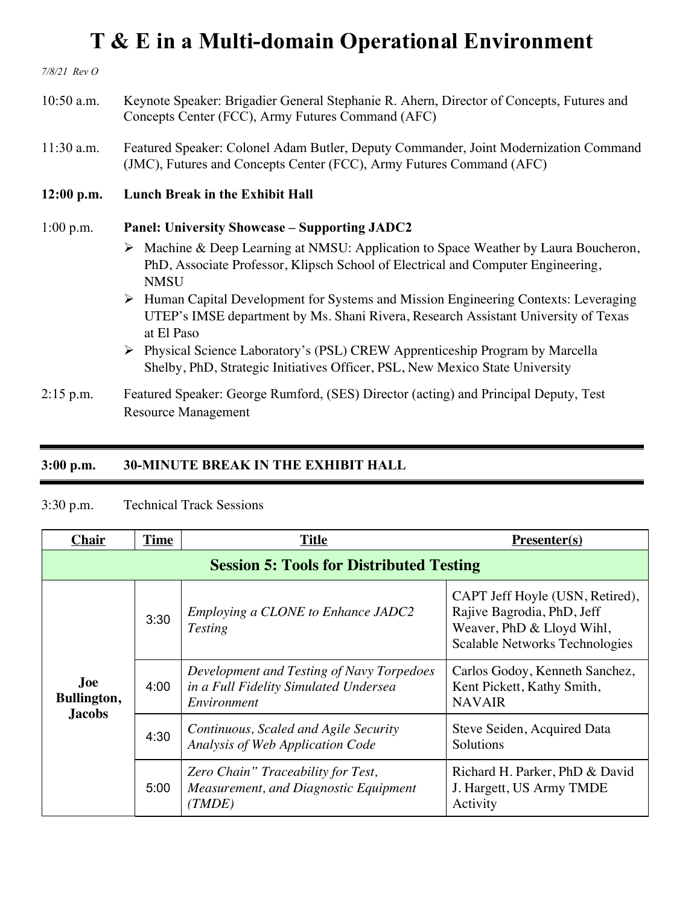# T & E in a Multi-domain Operational Environment

*7/8/21 Rev O*

10:50 a.m. Keynote Speaker: Brigadier General Stephanie R. Ahern, Director of Concepts, Futures and Concepts Center (FCC), Army Futures Command (AFC)

11:30 a.m. Featured Speaker: Colonel Adam Butler, Deputy Commander, Joint Modernization Command (JMC), Futures and Concepts Center (FCC), Army Futures Command (AFC)

**12:00 p.m. Lunch Break in the Exhibit Hall**

1:00 p.m. **Panel: University Showcase – Supporting JADC2**

- Machine & Deep Learning at NMSU: Application to Space Weather by Laura Boucheron, PhD, Associate Professor, Klipsch School of Electrical and Computer Engineering, NMSU
- Human Capital Development for Systems and Mission Engineering Contexts: Leveraging UTEP's IMSE department by Ms. Shani Rivera, Research Assistant University of Texas at El Paso
- Physical Science Laboratory's (PSL) CREW Apprenticeship Program by Marcella Shelby, PhD, Strategic Initiatives Officer, PSL, New Mexico State University

2:15 p.m. Featured Speaker: George Rumford, (SES) Director (acting) and Principal Deputy, Test Resource Management

---

**3:00 p.m. 30-MINUTE BREAK IN THE EXHIBIT HALL**

---

3:30 p.m. Technical Track Sessions

| Chair | Time | Title | Presenter(s) |
|---|---|---|---|
| **Session 5: Tools for Distributed Testing** | | | |
| **Joe Bullington, Jacobs** | 3:30 | *Employing a CLONE to Enhance JADC2 Testing* | CAPT Jeff Hoyle (USN, Retired), Rajive Bagrodia, PhD, Jeff Weaver, PhD & Lloyd Wihl, Scalable Networks Technologies |
| | 4:00 | *Development and Testing of Navy Torpedoes in a Full Fidelity Simulated Undersea Environment* | Carlos Godoy, Kenneth Sanchez, Kent Pickett, Kathy Smith, NAVAIR |
| | 4:30 | *Continuous, Scaled and Agile Security Analysis of Web Application Code* | Steve Seiden, Acquired Data Solutions |
| | 5:00 | *Zero Chain" Traceability for Test, Measurement, and Diagnostic Equipment (TMDE)* | Richard H. Parker, PhD & David J. Hargett, US Army TMDE Activity |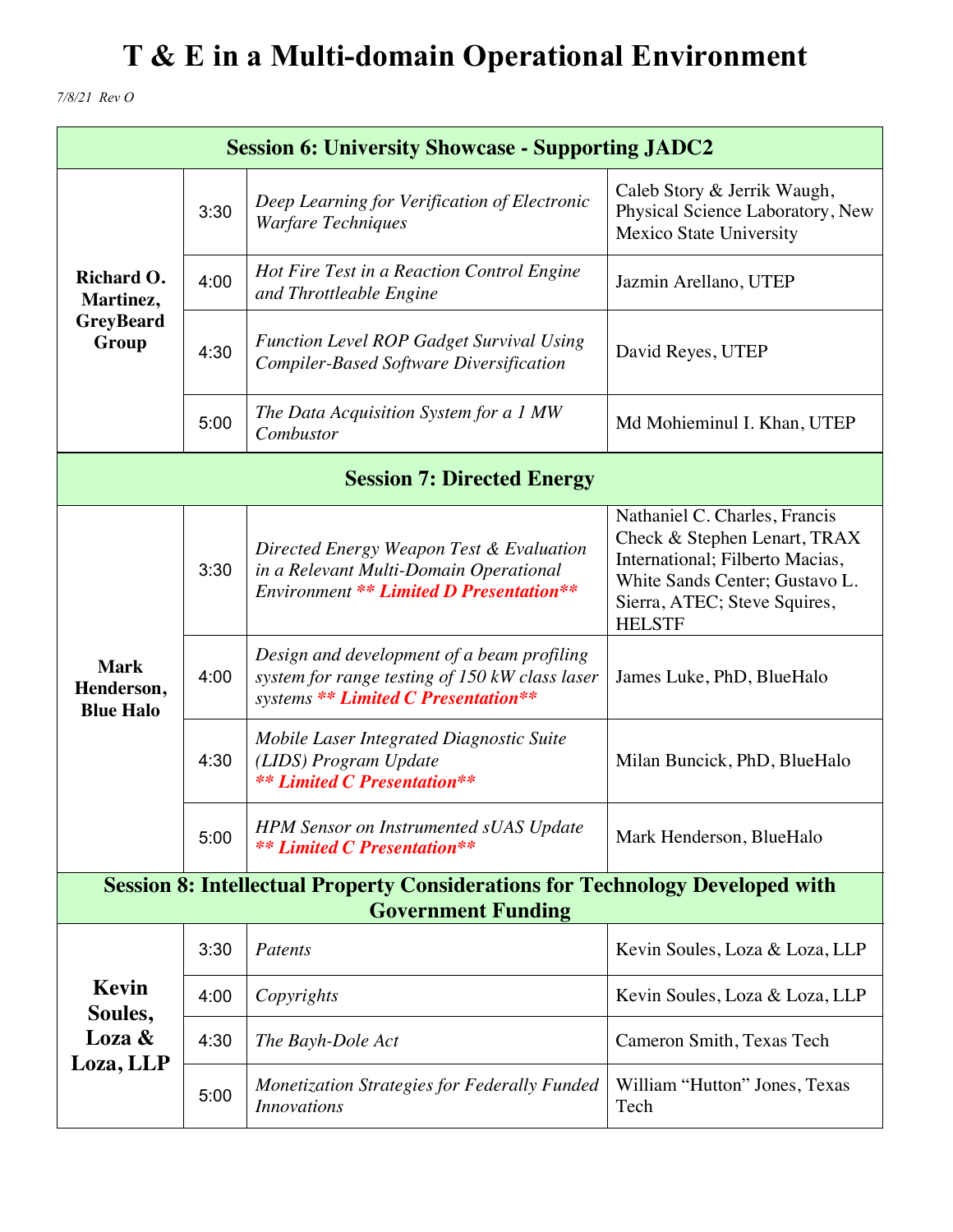# T & E in a Multi-domain Operational Environment

*7/8/21 Rev O*

| Session 6: University Showcase - Supporting JADC2 | | | |
|---|---|---|---|
| **Richard O. Martinez, GreyBeard Group** | 3:30 | *Deep Learning for Verification of Electronic Warfare Techniques* | Caleb Story & Jerrik Waugh, Physical Science Laboratory, New Mexico State University |
| | 4:00 | *Hot Fire Test in a Reaction Control Engine and Throttleable Engine* | Jazmin Arellano, UTEP |
| | 4:30 | *Function Level ROP Gadget Survival Using Compiler-Based Software Diversification* | David Reyes, UTEP |
| | 5:00 | *The Data Acquisition System for a 1 MW Combustor* | Md Mohieminul I. Khan, UTEP |
| **Session 7: Directed Energy** | | | |
| **Mark Henderson, Blue Halo** | 3:30 | *Directed Energy Weapon Test & Evaluation in a Relevant Multi-Domain Operational Environment* ***** Limited D Presentation***** | Nathaniel C. Charles, Francis Check & Stephen Lenart, TRAX International; Filberto Macias, White Sands Center; Gustavo L. Sierra, ATEC; Steve Squires, HELSTF |
| | 4:00 | *Design and development of a beam profiling system for range testing of 150 kW class laser systems* ***** Limited C Presentation***** | James Luke, PhD, BlueHalo |
| | 4:30 | *Mobile Laser Integrated Diagnostic Suite (LIDS) Program Update* ***** Limited C Presentation***** | Milan Buncick, PhD, BlueHalo |
| | 5:00 | *HPM Sensor on Instrumented sUAS Update* ***** Limited C Presentation***** | Mark Henderson, BlueHalo |
| **Session 8: Intellectual Property Considerations for Technology Developed with Government Funding** | | | |
| **Kevin Soules, Loza & Loza, LLP** | 3:30 | *Patents* | Kevin Soules, Loza & Loza, LLP |
| | 4:00 | *Copyrights* | Kevin Soules, Loza & Loza, LLP |
| | 4:30 | *The Bayh-Dole Act* | Cameron Smith, Texas Tech |
| | 5:00 | *Monetization Strategies for Federally Funded Innovations* | William "Hutton" Jones, Texas Tech |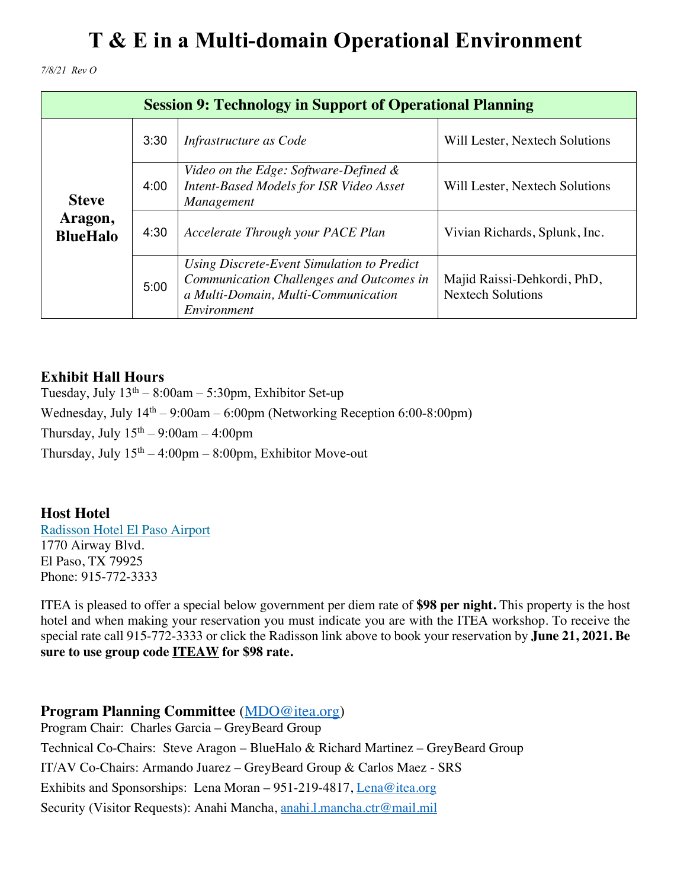# T & E in a Multi-domain Operational Environment

*7/8/21 Rev O*

| Session 9: Technology in Support of Operational Planning | | | |
|---|---|---|---|
| **Steve Aragon, BlueHalo** | 3:30 | *Infrastructure as Code* | Will Lester, Nextech Solutions |
| | 4:00 | *Video on the Edge: Software-Defined & Intent-Based Models for ISR Video Asset Management* | Will Lester, Nextech Solutions |
| | 4:30 | *Accelerate Through your PACE Plan* | Vivian Richards, Splunk, Inc. |
| | 5:00 | *Using Discrete-Event Simulation to Predict Communication Challenges and Outcomes in a Multi-Domain, Multi-Communication Environment* | Majid Raissi-Dehkordi, PhD, Nextech Solutions |

## Exhibit Hall Hours

Tuesday, July 13th – 8:00am – 5:30pm, Exhibitor Set-up

Wednesday, July 14th – 9:00am – 6:00pm (Networking Reception 6:00-8:00pm)

Thursday, July 15th – 9:00am – 4:00pm

Thursday, July 15th – 4:00pm – 8:00pm, Exhibitor Move-out

## Host Hotel

Radisson Hotel El Paso Airport
1770 Airway Blvd.
El Paso, TX 79925
Phone: 915-772-3333

ITEA is pleased to offer a special below government per diem rate of **$98 per night.** This property is the host hotel and when making your reservation you must indicate you are with the ITEA workshop. To receive the special rate call 915-772-3333 or click the Radisson link above to book your reservation by **June 21, 2021. Be sure to use group code ITEAW for $98 rate.**

## Program Planning Committee (MDO@itea.org)

Program Chair: Charles Garcia – GreyBeard Group

Technical Co-Chairs: Steve Aragon – BlueHalo & Richard Martinez – GreyBeard Group

IT/AV Co-Chairs: Armando Juarez – GreyBeard Group & Carlos Maez - SRS

Exhibits and Sponsorships: Lena Moran – 951-219-4817, Lena@itea.org

Security (Visitor Requests): Anahi Mancha, anahi.l.mancha.ctr@mail.mil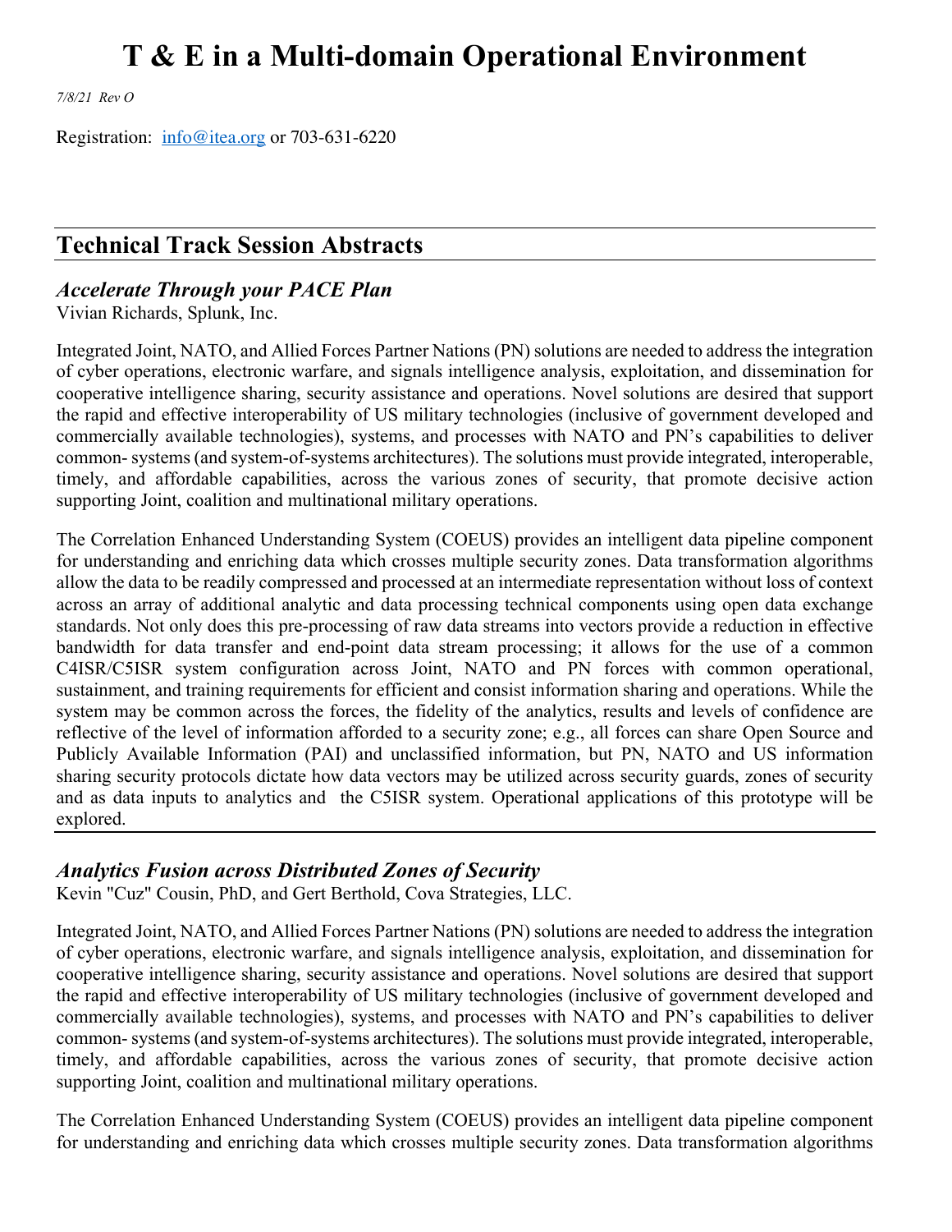# T & E in a Multi-domain Operational Environment

*7/8/21 Rev O*

Registration: [info@itea.org](mailto:info@itea.org) or 703-631-6220

## Technical Track Session Abstracts

### *Accelerate Through your PACE Plan*

Vivian Richards, Splunk, Inc.

Integrated Joint, NATO, and Allied Forces Partner Nations (PN) solutions are needed to address the integration of cyber operations, electronic warfare, and signals intelligence analysis, exploitation, and dissemination for cooperative intelligence sharing, security assistance and operations. Novel solutions are desired that support the rapid and effective interoperability of US military technologies (inclusive of government developed and commercially available technologies), systems, and processes with NATO and PN's capabilities to deliver common- systems (and system-of-systems architectures). The solutions must provide integrated, interoperable, timely, and affordable capabilities, across the various zones of security, that promote decisive action supporting Joint, coalition and multinational military operations.

The Correlation Enhanced Understanding System (COEUS) provides an intelligent data pipeline component for understanding and enriching data which crosses multiple security zones. Data transformation algorithms allow the data to be readily compressed and processed at an intermediate representation without loss of context across an array of additional analytic and data processing technical components using open data exchange standards. Not only does this pre-processing of raw data streams into vectors provide a reduction in effective bandwidth for data transfer and end-point data stream processing; it allows for the use of a common C4ISR/C5ISR system configuration across Joint, NATO and PN forces with common operational, sustainment, and training requirements for efficient and consist information sharing and operations. While the system may be common across the forces, the fidelity of the analytics, results and levels of confidence are reflective of the level of information afforded to a security zone; e.g., all forces can share Open Source and Publicly Available Information (PAI) and unclassified information, but PN, NATO and US information sharing security protocols dictate how data vectors may be utilized across security guards, zones of security and as data inputs to analytics and the C5ISR system. Operational applications of this prototype will be explored.

### *Analytics Fusion across Distributed Zones of Security*

Kevin "Cuz" Cousin, PhD, and Gert Berthold, Cova Strategies, LLC.

Integrated Joint, NATO, and Allied Forces Partner Nations (PN) solutions are needed to address the integration of cyber operations, electronic warfare, and signals intelligence analysis, exploitation, and dissemination for cooperative intelligence sharing, security assistance and operations. Novel solutions are desired that support the rapid and effective interoperability of US military technologies (inclusive of government developed and commercially available technologies), systems, and processes with NATO and PN's capabilities to deliver common- systems (and system-of-systems architectures). The solutions must provide integrated, interoperable, timely, and affordable capabilities, across the various zones of security, that promote decisive action supporting Joint, coalition and multinational military operations.

The Correlation Enhanced Understanding System (COEUS) provides an intelligent data pipeline component for understanding and enriching data which crosses multiple security zones. Data transformation algorithms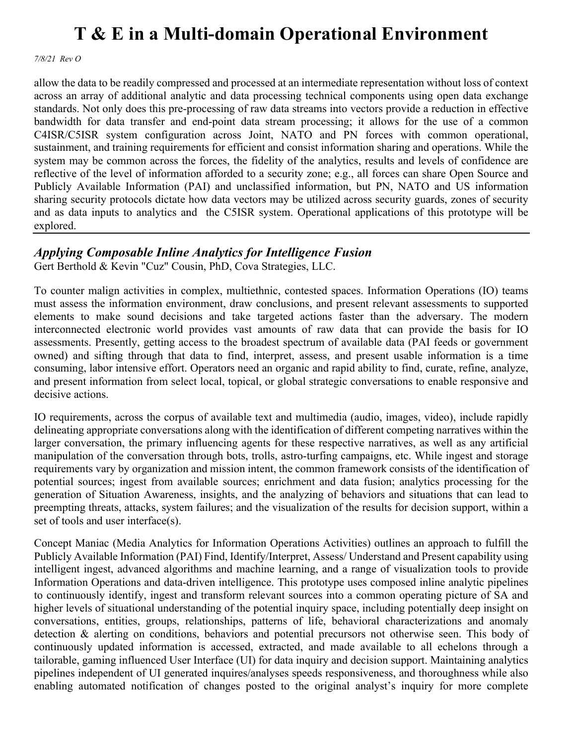allow the data to be readily compressed and processed at an intermediate representation without loss of context across an array of additional analytic and data processing technical components using open data exchange standards. Not only does this pre-processing of raw data streams into vectors provide a reduction in effective bandwidth for data transfer and end-point data stream processing; it allows for the use of a common C4ISR/C5ISR system configuration across Joint, NATO and PN forces with common operational, sustainment, and training requirements for efficient and consist information sharing and operations. While the system may be common across the forces, the fidelity of the analytics, results and levels of confidence are reflective of the level of information afforded to a security zone; e.g., all forces can share Open Source and Publicly Available Information (PAI) and unclassified information, but PN, NATO and US information sharing security protocols dictate how data vectors may be utilized across security guards, zones of security and as data inputs to analytics and the C5ISR system. Operational applications of this prototype will be explored.

---

### *Applying Composable Inline Analytics for Intelligence Fusion*

Gert Berthold & Kevin "Cuz" Cousin, PhD, Cova Strategies, LLC.

To counter malign activities in complex, multiethnic, contested spaces. Information Operations (IO) teams must assess the information environment, draw conclusions, and present relevant assessments to supported elements to make sound decisions and take targeted actions faster than the adversary. The modern interconnected electronic world provides vast amounts of raw data that can provide the basis for IO assessments. Presently, getting access to the broadest spectrum of available data (PAI feeds or government owned) and sifting through that data to find, interpret, assess, and present usable information is a time consuming, labor intensive effort. Operators need an organic and rapid ability to find, curate, refine, analyze, and present information from select local, topical, or global strategic conversations to enable responsive and decisive actions.

IO requirements, across the corpus of available text and multimedia (audio, images, video), include rapidly delineating appropriate conversations along with the identification of different competing narratives within the larger conversation, the primary influencing agents for these respective narratives, as well as any artificial manipulation of the conversation through bots, trolls, astro-turfing campaigns, etc. While ingest and storage requirements vary by organization and mission intent, the common framework consists of the identification of potential sources; ingest from available sources; enrichment and data fusion; analytics processing for the generation of Situation Awareness, insights, and the analyzing of behaviors and situations that can lead to preempting threats, attacks, system failures; and the visualization of the results for decision support, within a set of tools and user interface(s).

Concept Maniac (Media Analytics for Information Operations Activities) outlines an approach to fulfill the Publicly Available Information (PAI) Find, Identify/Interpret, Assess/ Understand and Present capability using intelligent ingest, advanced algorithms and machine learning, and a range of visualization tools to provide Information Operations and data-driven intelligence. This prototype uses composed inline analytic pipelines to continuously identify, ingest and transform relevant sources into a common operating picture of SA and higher levels of situational understanding of the potential inquiry space, including potentially deep insight on conversations, entities, groups, relationships, patterns of life, behavioral characterizations and anomaly detection & alerting on conditions, behaviors and potential precursors not otherwise seen. This body of continuously updated information is accessed, extracted, and made available to all echelons through a tailorable, gaming influenced User Interface (UI) for data inquiry and decision support. Maintaining analytics pipelines independent of UI generated inquires/analyses speeds responsiveness, and thoroughness while also enabling automated notification of changes posted to the original analyst's inquiry for more complete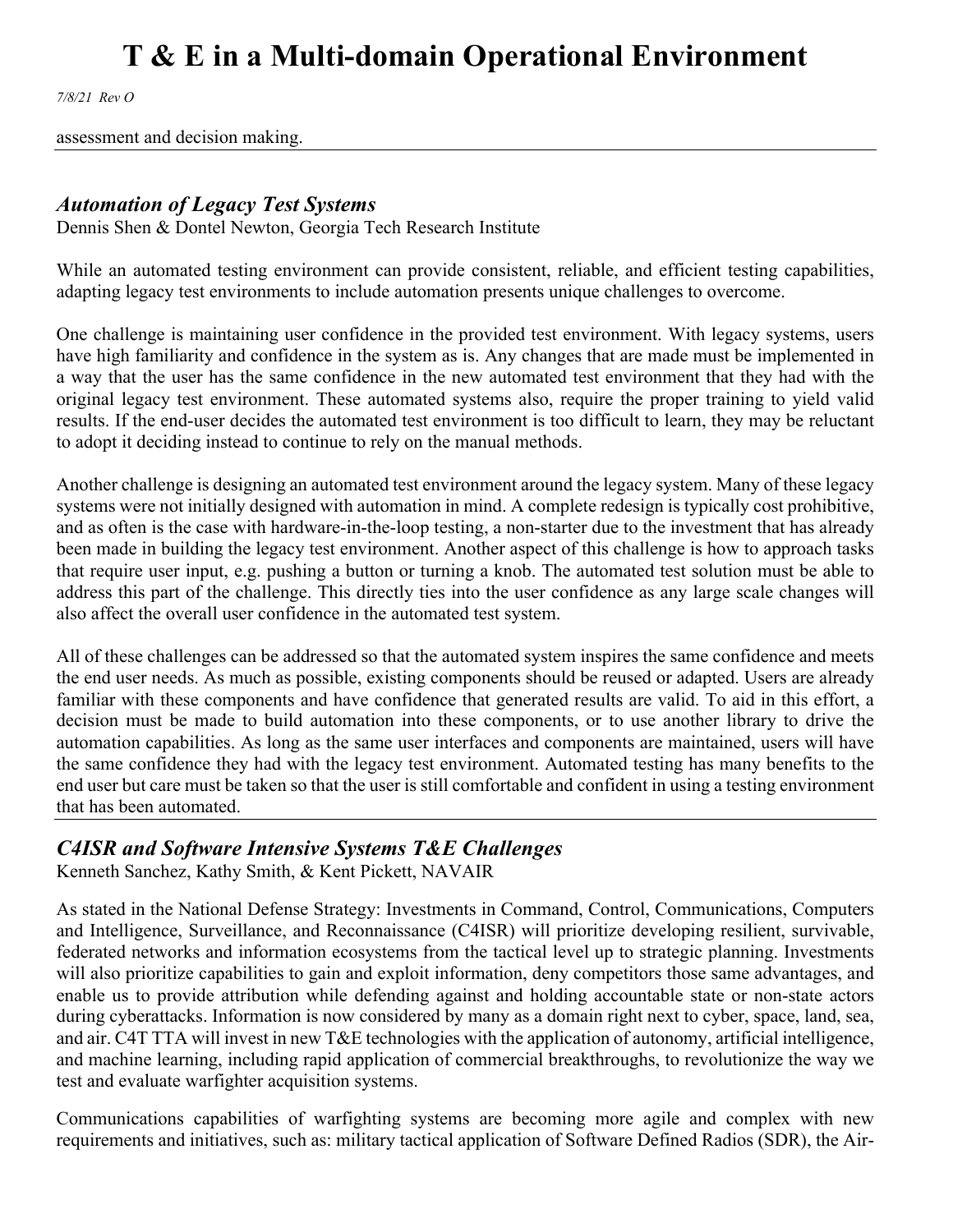assessment and decision making.

---

### *Automation of Legacy Test Systems*

Dennis Shen & Dontel Newton, Georgia Tech Research Institute

While an automated testing environment can provide consistent, reliable, and efficient testing capabilities, adapting legacy test environments to include automation presents unique challenges to overcome.

One challenge is maintaining user confidence in the provided test environment. With legacy systems, users have high familiarity and confidence in the system as is. Any changes that are made must be implemented in a way that the user has the same confidence in the new automated test environment that they had with the original legacy test environment. These automated systems also, require the proper training to yield valid results. If the end-user decides the automated test environment is too difficult to learn, they may be reluctant to adopt it deciding instead to continue to rely on the manual methods.

Another challenge is designing an automated test environment around the legacy system. Many of these legacy systems were not initially designed with automation in mind. A complete redesign is typically cost prohibitive, and as often is the case with hardware-in-the-loop testing, a non-starter due to the investment that has already been made in building the legacy test environment. Another aspect of this challenge is how to approach tasks that require user input, e.g. pushing a button or turning a knob. The automated test solution must be able to address this part of the challenge. This directly ties into the user confidence as any large scale changes will also affect the overall user confidence in the automated test system.

All of these challenges can be addressed so that the automated system inspires the same confidence and meets the end user needs. As much as possible, existing components should be reused or adapted. Users are already familiar with these components and have confidence that generated results are valid. To aid in this effort, a decision must be made to build automation into these components, or to use another library to drive the automation capabilities. As long as the same user interfaces and components are maintained, users will have the same confidence they had with the legacy test environment. Automated testing has many benefits to the end user but care must be taken so that the user is still comfortable and confident in using a testing environment that has been automated.

---

### *C4ISR and Software Intensive Systems T&E Challenges*

Kenneth Sanchez, Kathy Smith, & Kent Pickett, NAVAIR

As stated in the National Defense Strategy: Investments in Command, Control, Communications, Computers and Intelligence, Surveillance, and Reconnaissance (C4ISR) will prioritize developing resilient, survivable, federated networks and information ecosystems from the tactical level up to strategic planning. Investments will also prioritize capabilities to gain and exploit information, deny competitors those same advantages, and enable us to provide attribution while defending against and holding accountable state or non-state actors during cyberattacks. Information is now considered by many as a domain right next to cyber, space, land, sea, and air. C4T TTA will invest in new T&E technologies with the application of autonomy, artificial intelligence, and machine learning, including rapid application of commercial breakthroughs, to revolutionize the way we test and evaluate warfighter acquisition systems.

Communications capabilities of warfighting systems are becoming more agile and complex with new requirements and initiatives, such as: military tactical application of Software Defined Radios (SDR), the Air-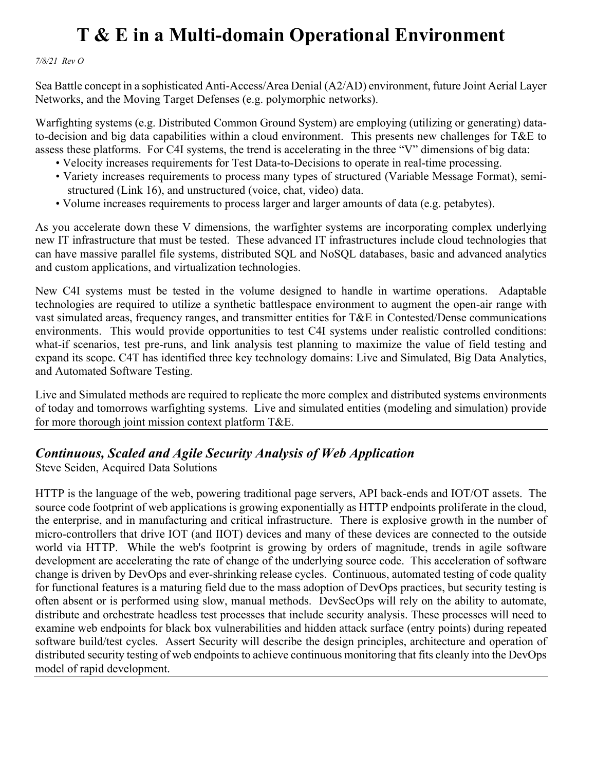Sea Battle concept in a sophisticated Anti-Access/Area Denial (A2/AD) environment, future Joint Aerial Layer Networks, and the Moving Target Defenses (e.g. polymorphic networks).

Warfighting systems (e.g. Distributed Common Ground System) are employing (utilizing or generating) data-to-decision and big data capabilities within a cloud environment. This presents new challenges for T&E to assess these platforms. For C4I systems, the trend is accelerating in the three "V" dimensions of big data:

- Velocity increases requirements for Test Data-to-Decisions to operate in real-time processing.
- Variety increases requirements to process many types of structured (Variable Message Format), semi-structured (Link 16), and unstructured (voice, chat, video) data.
- Volume increases requirements to process larger and larger amounts of data (e.g. petabytes).

As you accelerate down these V dimensions, the warfighter systems are incorporating complex underlying new IT infrastructure that must be tested. These advanced IT infrastructures include cloud technologies that can have massive parallel file systems, distributed SQL and NoSQL databases, basic and advanced analytics and custom applications, and virtualization technologies.

New C4I systems must be tested in the volume designed to handle in wartime operations. Adaptable technologies are required to utilize a synthetic battlespace environment to augment the open-air range with vast simulated areas, frequency ranges, and transmitter entities for T&E in Contested/Dense communications environments. This would provide opportunities to test C4I systems under realistic controlled conditions: what-if scenarios, test pre-runs, and link analysis test planning to maximize the value of field testing and expand its scope. C4T has identified three key technology domains: Live and Simulated, Big Data Analytics, and Automated Software Testing.

Live and Simulated methods are required to replicate the more complex and distributed systems environments of today and tomorrows warfighting systems. Live and simulated entities (modeling and simulation) provide for more thorough joint mission context platform T&E.

---

## *Continuous, Scaled and Agile Security Analysis of Web Application*

Steve Seiden, Acquired Data Solutions

HTTP is the language of the web, powering traditional page servers, API back-ends and IOT/OT assets. The source code footprint of web applications is growing exponentially as HTTP endpoints proliferate in the cloud, the enterprise, and in manufacturing and critical infrastructure. There is explosive growth in the number of micro-controllers that drive IOT (and IIOT) devices and many of these devices are connected to the outside world via HTTP. While the web's footprint is growing by orders of magnitude, trends in agile software development are accelerating the rate of change of the underlying source code. This acceleration of software change is driven by DevOps and ever-shrinking release cycles. Continuous, automated testing of code quality for functional features is a maturing field due to the mass adoption of DevOps practices, but security testing is often absent or is performed using slow, manual methods. DevSecOps will rely on the ability to automate, distribute and orchestrate headless test processes that include security analysis. These processes will need to examine web endpoints for black box vulnerabilities and hidden attack surface (entry points) during repeated software build/test cycles. Assert Security will describe the design principles, architecture and operation of distributed security testing of web endpoints to achieve continuous monitoring that fits cleanly into the DevOps model of rapid development.

---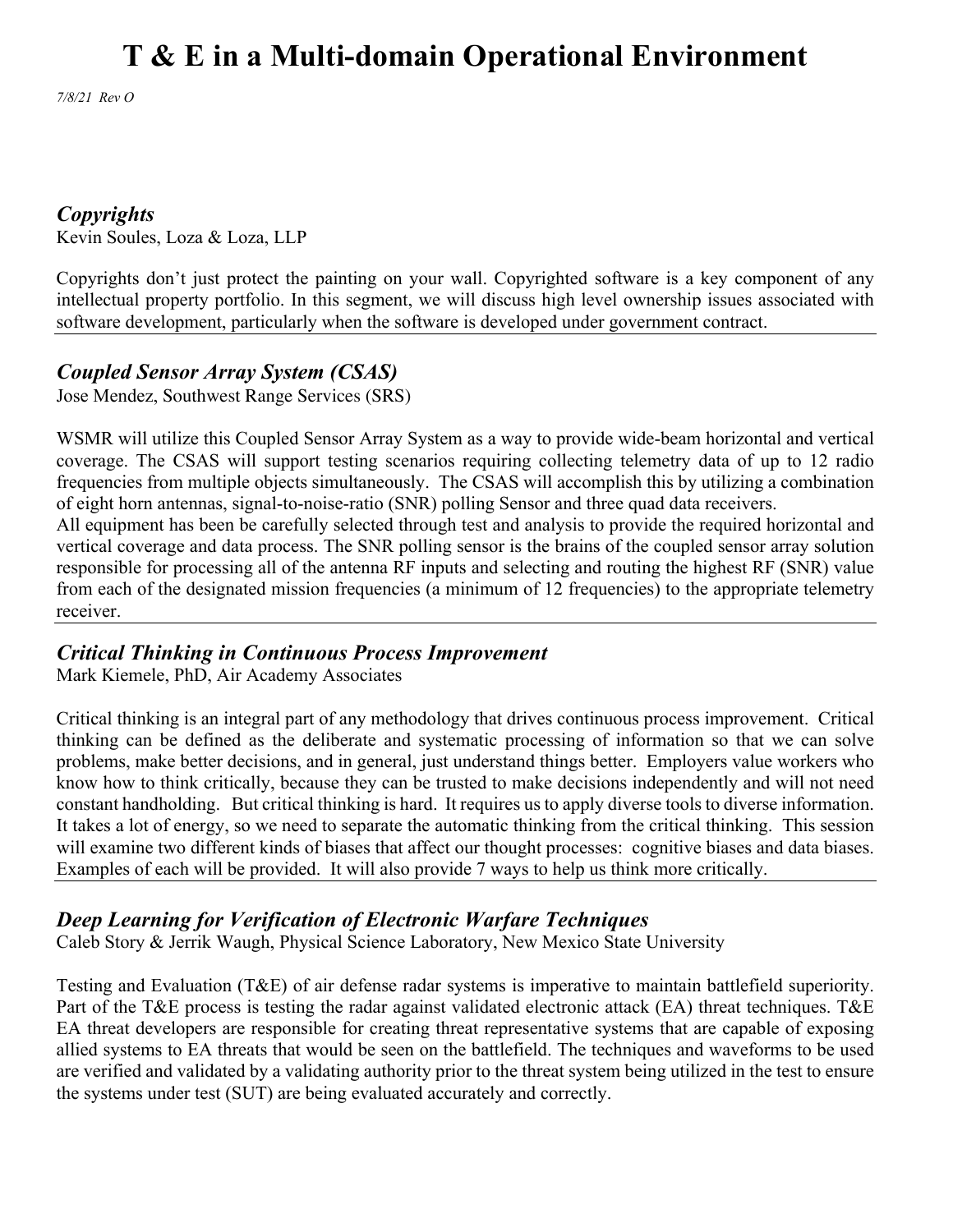### *Copyrights*

Kevin Soules, Loza & Loza, LLP

Copyrights don't just protect the painting on your wall. Copyrighted software is a key component of any intellectual property portfolio. In this segment, we will discuss high level ownership issues associated with software development, particularly when the software is developed under government contract.

### *Coupled Sensor Array System (CSAS)*

Jose Mendez, Southwest Range Services (SRS)

WSMR will utilize this Coupled Sensor Array System as a way to provide wide-beam horizontal and vertical coverage. The CSAS will support testing scenarios requiring collecting telemetry data of up to 12 radio frequencies from multiple objects simultaneously. The CSAS will accomplish this by utilizing a combination of eight horn antennas, signal-to-noise-ratio (SNR) polling Sensor and three quad data receivers.

All equipment has been be carefully selected through test and analysis to provide the required horizontal and vertical coverage and data process. The SNR polling sensor is the brains of the coupled sensor array solution responsible for processing all of the antenna RF inputs and selecting and routing the highest RF (SNR) value from each of the designated mission frequencies (a minimum of 12 frequencies) to the appropriate telemetry receiver.

### *Critical Thinking in Continuous Process Improvement*

Mark Kiemele, PhD, Air Academy Associates

Critical thinking is an integral part of any methodology that drives continuous process improvement. Critical thinking can be defined as the deliberate and systematic processing of information so that we can solve problems, make better decisions, and in general, just understand things better. Employers value workers who know how to think critically, because they can be trusted to make decisions independently and will not need constant handholding. But critical thinking is hard. It requires us to apply diverse tools to diverse information. It takes a lot of energy, so we need to separate the automatic thinking from the critical thinking. This session will examine two different kinds of biases that affect our thought processes: cognitive biases and data biases. Examples of each will be provided. It will also provide 7 ways to help us think more critically.

### *Deep Learning for Verification of Electronic Warfare Techniques*

Caleb Story & Jerrik Waugh, Physical Science Laboratory, New Mexico State University

Testing and Evaluation (T&E) of air defense radar systems is imperative to maintain battlefield superiority. Part of the T&E process is testing the radar against validated electronic attack (EA) threat techniques. T&E EA threat developers are responsible for creating threat representative systems that are capable of exposing allied systems to EA threats that would be seen on the battlefield. The techniques and waveforms to be used are verified and validated by a validating authority prior to the threat system being utilized in the test to ensure the systems under test (SUT) are being evaluated accurately and correctly.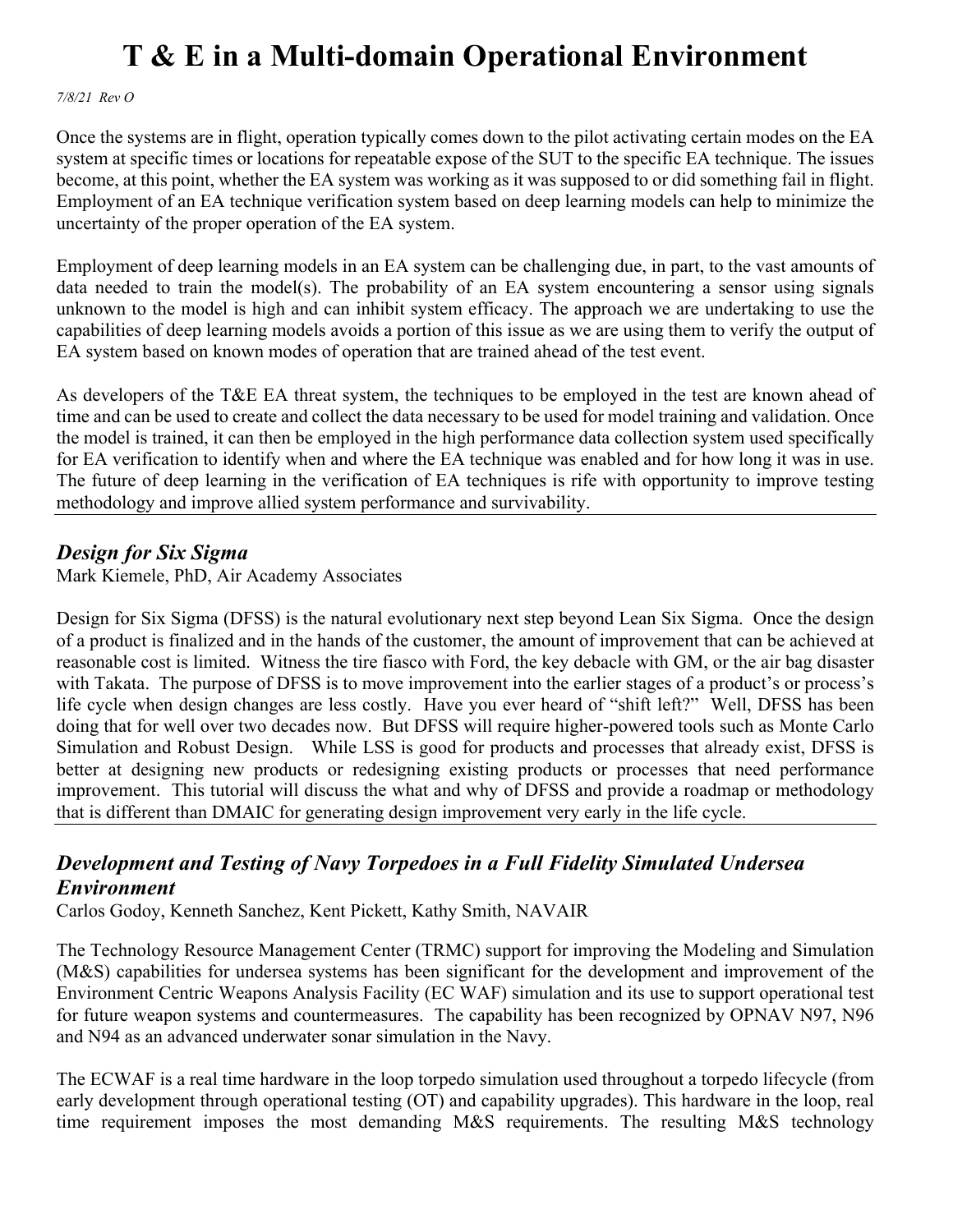Once the systems are in flight, operation typically comes down to the pilot activating certain modes on the EA system at specific times or locations for repeatable expose of the SUT to the specific EA technique. The issues become, at this point, whether the EA system was working as it was supposed to or did something fail in flight. Employment of an EA technique verification system based on deep learning models can help to minimize the uncertainty of the proper operation of the EA system.

Employment of deep learning models in an EA system can be challenging due, in part, to the vast amounts of data needed to train the model(s). The probability of an EA system encountering a sensor using signals unknown to the model is high and can inhibit system efficacy. The approach we are undertaking to use the capabilities of deep learning models avoids a portion of this issue as we are using them to verify the output of EA system based on known modes of operation that are trained ahead of the test event.

As developers of the T&E EA threat system, the techniques to be employed in the test are known ahead of time and can be used to create and collect the data necessary to be used for model training and validation. Once the model is trained, it can then be employed in the high performance data collection system used specifically for EA verification to identify when and where the EA technique was enabled and for how long it was in use. The future of deep learning in the verification of EA techniques is rife with opportunity to improve testing methodology and improve allied system performance and survivability.

---

## *Design for Six Sigma*

Mark Kiemele, PhD, Air Academy Associates

Design for Six Sigma (DFSS) is the natural evolutionary next step beyond Lean Six Sigma. Once the design of a product is finalized and in the hands of the customer, the amount of improvement that can be achieved at reasonable cost is limited. Witness the tire fiasco with Ford, the key debacle with GM, or the air bag disaster with Takata. The purpose of DFSS is to move improvement into the earlier stages of a product's or process's life cycle when design changes are less costly. Have you ever heard of "shift left?" Well, DFSS has been doing that for well over two decades now. But DFSS will require higher-powered tools such as Monte Carlo Simulation and Robust Design. While LSS is good for products and processes that already exist, DFSS is better at designing new products or redesigning existing products or processes that need performance improvement. This tutorial will discuss the what and why of DFSS and provide a roadmap or methodology that is different than DMAIC for generating design improvement very early in the life cycle.

---

## *Development and Testing of Navy Torpedoes in a Full Fidelity Simulated Undersea Environment*

Carlos Godoy, Kenneth Sanchez, Kent Pickett, Kathy Smith, NAVAIR

The Technology Resource Management Center (TRMC) support for improving the Modeling and Simulation (M&S) capabilities for undersea systems has been significant for the development and improvement of the Environment Centric Weapons Analysis Facility (EC WAF) simulation and its use to support operational test for future weapon systems and countermeasures. The capability has been recognized by OPNAV N97, N96 and N94 as an advanced underwater sonar simulation in the Navy.

The ECWAF is a real time hardware in the loop torpedo simulation used throughout a torpedo lifecycle (from early development through operational testing (OT) and capability upgrades). This hardware in the loop, real time requirement imposes the most demanding M&S requirements. The resulting M&S technology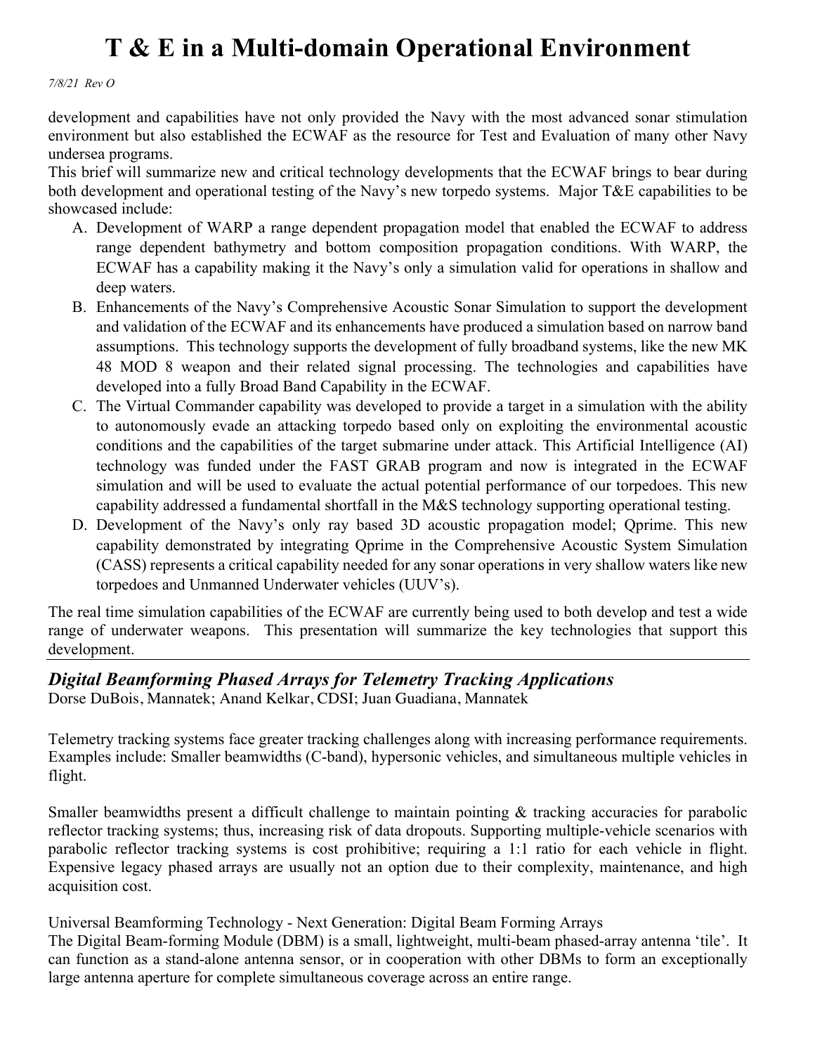development and capabilities have not only provided the Navy with the most advanced sonar stimulation environment but also established the ECWAF as the resource for Test and Evaluation of many other Navy undersea programs.
This brief will summarize new and critical technology developments that the ECWAF brings to bear during both development and operational testing of the Navy's new torpedo systems. Major T&E capabilities to be showcased include:

A. Development of WARP a range dependent propagation model that enabled the ECWAF to address range dependent bathymetry and bottom composition propagation conditions. With WARP, the ECWAF has a capability making it the Navy's only a simulation valid for operations in shallow and deep waters.
B. Enhancements of the Navy's Comprehensive Acoustic Sonar Simulation to support the development and validation of the ECWAF and its enhancements have produced a simulation based on narrow band assumptions. This technology supports the development of fully broadband systems, like the new MK 48 MOD 8 weapon and their related signal processing. The technologies and capabilities have developed into a fully Broad Band Capability in the ECWAF.
C. The Virtual Commander capability was developed to provide a target in a simulation with the ability to autonomously evade an attacking torpedo based only on exploiting the environmental acoustic conditions and the capabilities of the target submarine under attack. This Artificial Intelligence (AI) technology was funded under the FAST GRAB program and now is integrated in the ECWAF simulation and will be used to evaluate the actual potential performance of our torpedoes. This new capability addressed a fundamental shortfall in the M&S technology supporting operational testing.
D. Development of the Navy's only ray based 3D acoustic propagation model; Qprime. This new capability demonstrated by integrating Qprime in the Comprehensive Acoustic System Simulation (CASS) represents a critical capability needed for any sonar operations in very shallow waters like new torpedoes and Unmanned Underwater vehicles (UUV's).

The real time simulation capabilities of the ECWAF are currently being used to both develop and test a wide range of underwater weapons. This presentation will summarize the key technologies that support this development.

---

## *Digital Beamforming Phased Arrays for Telemetry Tracking Applications*

Dorse DuBois, Mannatek; Anand Kelkar, CDSI; Juan Guadiana, Mannatek

Telemetry tracking systems face greater tracking challenges along with increasing performance requirements. Examples include: Smaller beamwidths (C-band), hypersonic vehicles, and simultaneous multiple vehicles in flight.

Smaller beamwidths present a difficult challenge to maintain pointing & tracking accuracies for parabolic reflector tracking systems; thus, increasing risk of data dropouts. Supporting multiple-vehicle scenarios with parabolic reflector tracking systems is cost prohibitive; requiring a 1:1 ratio for each vehicle in flight. Expensive legacy phased arrays are usually not an option due to their complexity, maintenance, and high acquisition cost.

Universal Beamforming Technology - Next Generation: Digital Beam Forming Arrays
The Digital Beam-forming Module (DBM) is a small, lightweight, multi-beam phased-array antenna 'tile'. It can function as a stand-alone antenna sensor, or in cooperation with other DBMs to form an exceptionally large antenna aperture for complete simultaneous coverage across an entire range.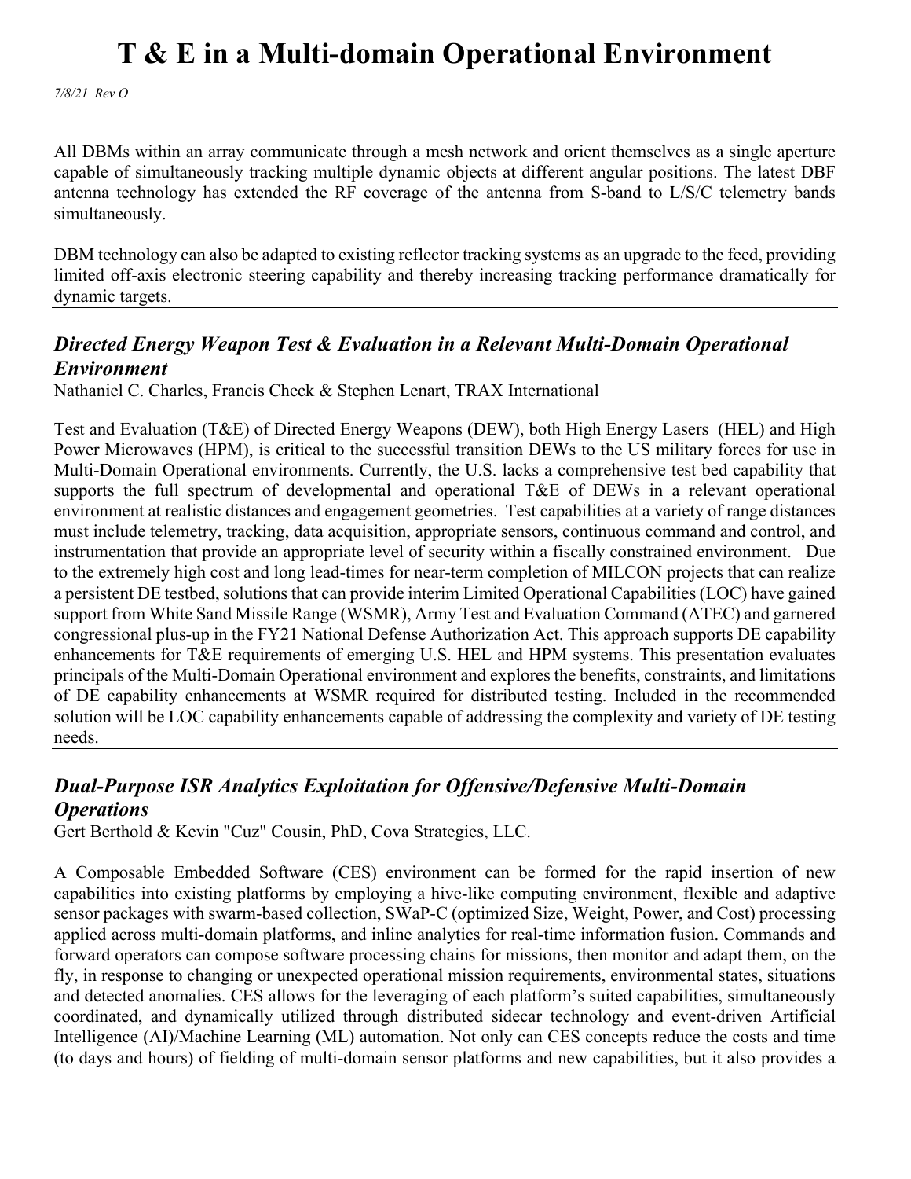All DBMs within an array communicate through a mesh network and orient themselves as a single aperture capable of simultaneously tracking multiple dynamic objects at different angular positions. The latest DBF antenna technology has extended the RF coverage of the antenna from S-band to L/S/C telemetry bands simultaneously.

DBM technology can also be adapted to existing reflector tracking systems as an upgrade to the feed, providing limited off-axis electronic steering capability and thereby increasing tracking performance dramatically for dynamic targets.

---

## *Directed Energy Weapon Test & Evaluation in a Relevant Multi-Domain Operational Environment*

Nathaniel C. Charles, Francis Check & Stephen Lenart, TRAX International

Test and Evaluation (T&E) of Directed Energy Weapons (DEW), both High Energy Lasers (HEL) and High Power Microwaves (HPM), is critical to the successful transition DEWs to the US military forces for use in Multi-Domain Operational environments. Currently, the U.S. lacks a comprehensive test bed capability that supports the full spectrum of developmental and operational T&E of DEWs in a relevant operational environment at realistic distances and engagement geometries. Test capabilities at a variety of range distances must include telemetry, tracking, data acquisition, appropriate sensors, continuous command and control, and instrumentation that provide an appropriate level of security within a fiscally constrained environment. Due to the extremely high cost and long lead-times for near-term completion of MILCON projects that can realize a persistent DE testbed, solutions that can provide interim Limited Operational Capabilities (LOC) have gained support from White Sand Missile Range (WSMR), Army Test and Evaluation Command (ATEC) and garnered congressional plus-up in the FY21 National Defense Authorization Act. This approach supports DE capability enhancements for T&E requirements of emerging U.S. HEL and HPM systems. This presentation evaluates principals of the Multi-Domain Operational environment and explores the benefits, constraints, and limitations of DE capability enhancements at WSMR required for distributed testing. Included in the recommended solution will be LOC capability enhancements capable of addressing the complexity and variety of DE testing needs.

---

## *Dual-Purpose ISR Analytics Exploitation for Offensive/Defensive Multi-Domain Operations*

Gert Berthold & Kevin "Cuz" Cousin, PhD, Cova Strategies, LLC.

A Composable Embedded Software (CES) environment can be formed for the rapid insertion of new capabilities into existing platforms by employing a hive-like computing environment, flexible and adaptive sensor packages with swarm-based collection, SWaP-C (optimized Size, Weight, Power, and Cost) processing applied across multi-domain platforms, and inline analytics for real-time information fusion. Commands and forward operators can compose software processing chains for missions, then monitor and adapt them, on the fly, in response to changing or unexpected operational mission requirements, environmental states, situations and detected anomalies. CES allows for the leveraging of each platform's suited capabilities, simultaneously coordinated, and dynamically utilized through distributed sidecar technology and event-driven Artificial Intelligence (AI)/Machine Learning (ML) automation. Not only can CES concepts reduce the costs and time (to days and hours) of fielding of multi-domain sensor platforms and new capabilities, but it also provides a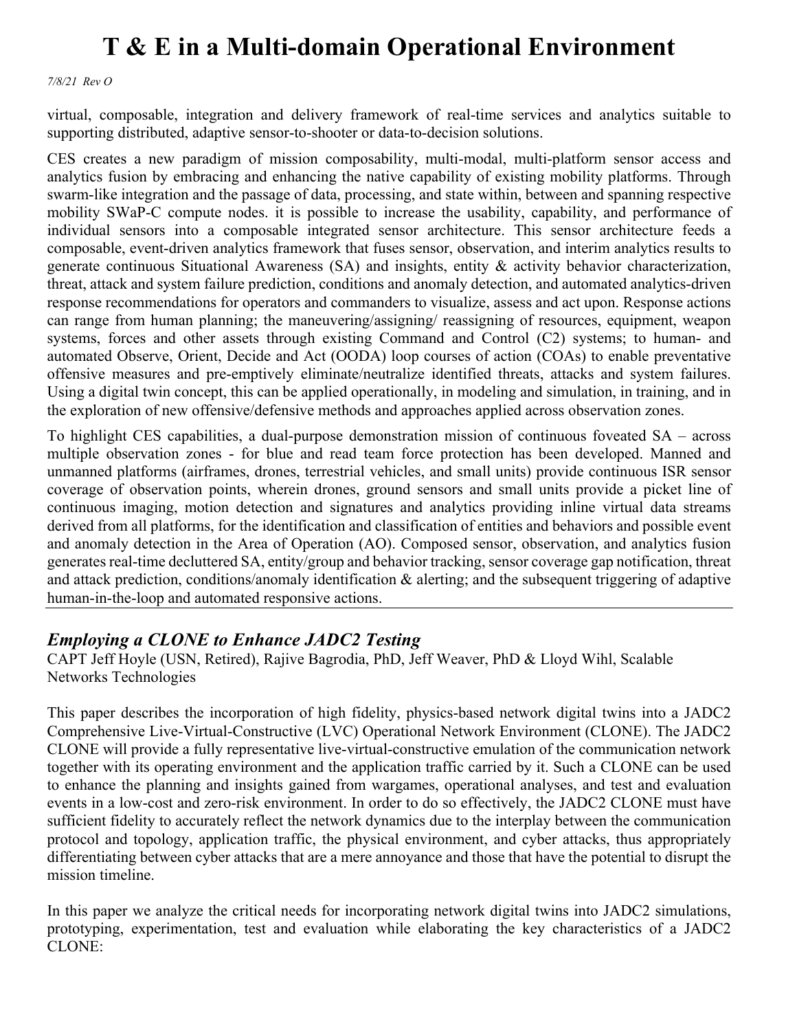virtual, composable, integration and delivery framework of real-time services and analytics suitable to supporting distributed, adaptive sensor-to-shooter or data-to-decision solutions.

CES creates a new paradigm of mission composability, multi-modal, multi-platform sensor access and analytics fusion by embracing and enhancing the native capability of existing mobility platforms. Through swarm-like integration and the passage of data, processing, and state within, between and spanning respective mobility SWaP-C compute nodes. it is possible to increase the usability, capability, and performance of individual sensors into a composable integrated sensor architecture. This sensor architecture feeds a composable, event-driven analytics framework that fuses sensor, observation, and interim analytics results to generate continuous Situational Awareness (SA) and insights, entity & activity behavior characterization, threat, attack and system failure prediction, conditions and anomaly detection, and automated analytics-driven response recommendations for operators and commanders to visualize, assess and act upon. Response actions can range from human planning; the maneuvering/assigning/ reassigning of resources, equipment, weapon systems, forces and other assets through existing Command and Control (C2) systems; to human- and automated Observe, Orient, Decide and Act (OODA) loop courses of action (COAs) to enable preventative offensive measures and pre-emptively eliminate/neutralize identified threats, attacks and system failures. Using a digital twin concept, this can be applied operationally, in modeling and simulation, in training, and in the exploration of new offensive/defensive methods and approaches applied across observation zones.

To highlight CES capabilities, a dual-purpose demonstration mission of continuous foveated SA – across multiple observation zones - for blue and read team force protection has been developed. Manned and unmanned platforms (airframes, drones, terrestrial vehicles, and small units) provide continuous ISR sensor coverage of observation points, wherein drones, ground sensors and small units provide a picket line of continuous imaging, motion detection and signatures and analytics providing inline virtual data streams derived from all platforms, for the identification and classification of entities and behaviors and possible event and anomaly detection in the Area of Operation (AO). Composed sensor, observation, and analytics fusion generates real-time decluttered SA, entity/group and behavior tracking, sensor coverage gap notification, threat and attack prediction, conditions/anomaly identification & alerting; and the subsequent triggering of adaptive human-in-the-loop and automated responsive actions.

---

## *Employing a CLONE to Enhance JADC2 Testing*

CAPT Jeff Hoyle (USN, Retired), Rajive Bagrodia, PhD, Jeff Weaver, PhD & Lloyd Wihl, Scalable Networks Technologies

This paper describes the incorporation of high fidelity, physics-based network digital twins into a JADC2 Comprehensive Live-Virtual-Constructive (LVC) Operational Network Environment (CLONE). The JADC2 CLONE will provide a fully representative live-virtual-constructive emulation of the communication network together with its operating environment and the application traffic carried by it. Such a CLONE can be used to enhance the planning and insights gained from wargames, operational analyses, and test and evaluation events in a low-cost and zero-risk environment. In order to do so effectively, the JADC2 CLONE must have sufficient fidelity to accurately reflect the network dynamics due to the interplay between the communication protocol and topology, application traffic, the physical environment, and cyber attacks, thus appropriately differentiating between cyber attacks that are a mere annoyance and those that have the potential to disrupt the mission timeline.

In this paper we analyze the critical needs for incorporating network digital twins into JADC2 simulations, prototyping, experimentation, test and evaluation while elaborating the key characteristics of a JADC2 CLONE: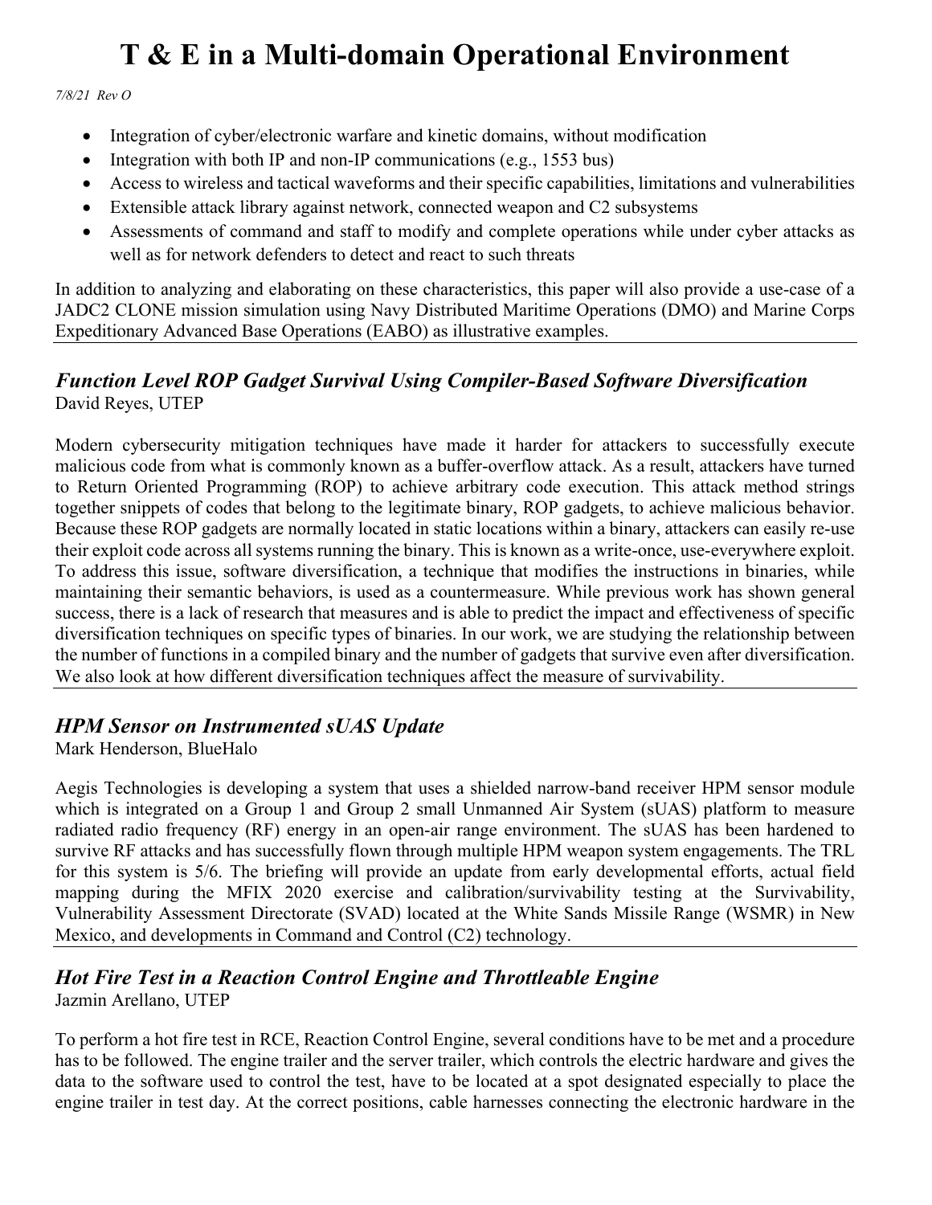- Integration of cyber/electronic warfare and kinetic domains, without modification
- Integration with both IP and non-IP communications (e.g., 1553 bus)
- Access to wireless and tactical waveforms and their specific capabilities, limitations and vulnerabilities
- Extensible attack library against network, connected weapon and C2 subsystems
- Assessments of command and staff to modify and complete operations while under cyber attacks as well as for network defenders to detect and react to such threats

In addition to analyzing and elaborating on these characteristics, this paper will also provide a use-case of a JADC2 CLONE mission simulation using Navy Distributed Maritime Operations (DMO) and Marine Corps Expeditionary Advanced Base Operations (EABO) as illustrative examples.

## *Function Level ROP Gadget Survival Using Compiler-Based Software Diversification*

David Reyes, UTEP

Modern cybersecurity mitigation techniques have made it harder for attackers to successfully execute malicious code from what is commonly known as a buffer-overflow attack. As a result, attackers have turned to Return Oriented Programming (ROP) to achieve arbitrary code execution. This attack method strings together snippets of codes that belong to the legitimate binary, ROP gadgets, to achieve malicious behavior. Because these ROP gadgets are normally located in static locations within a binary, attackers can easily re-use their exploit code across all systems running the binary. This is known as a write-once, use-everywhere exploit. To address this issue, software diversification, a technique that modifies the instructions in binaries, while maintaining their semantic behaviors, is used as a countermeasure. While previous work has shown general success, there is a lack of research that measures and is able to predict the impact and effectiveness of specific diversification techniques on specific types of binaries. In our work, we are studying the relationship between the number of functions in a compiled binary and the number of gadgets that survive even after diversification. We also look at how different diversification techniques affect the measure of survivability.

## *HPM Sensor on Instrumented sUAS Update*

Mark Henderson, BlueHalo

Aegis Technologies is developing a system that uses a shielded narrow-band receiver HPM sensor module which is integrated on a Group 1 and Group 2 small Unmanned Air System (sUAS) platform to measure radiated radio frequency (RF) energy in an open-air range environment. The sUAS has been hardened to survive RF attacks and has successfully flown through multiple HPM weapon system engagements. The TRL for this system is 5/6. The briefing will provide an update from early developmental efforts, actual field mapping during the MFIX 2020 exercise and calibration/survivability testing at the Survivability, Vulnerability Assessment Directorate (SVAD) located at the White Sands Missile Range (WSMR) in New Mexico, and developments in Command and Control (C2) technology.

## *Hot Fire Test in a Reaction Control Engine and Throttleable Engine*

Jazmin Arellano, UTEP

To perform a hot fire test in RCE, Reaction Control Engine, several conditions have to be met and a procedure has to be followed. The engine trailer and the server trailer, which controls the electric hardware and gives the data to the software used to control the test, have to be located at a spot designated especially to place the engine trailer in test day. At the correct positions, cable harnesses connecting the electronic hardware in the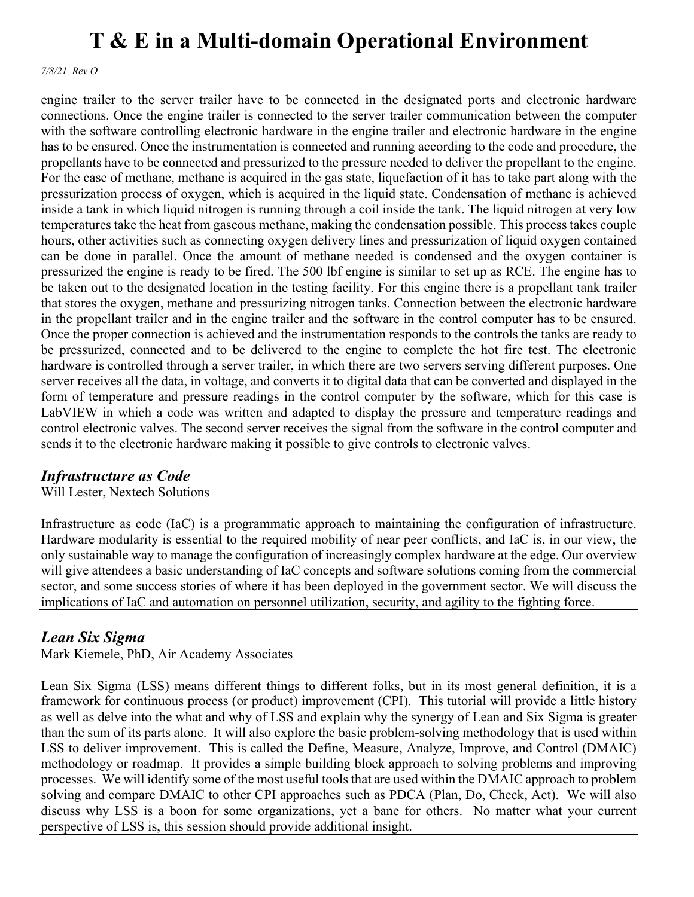engine trailer to the server trailer have to be connected in the designated ports and electronic hardware connections. Once the engine trailer is connected to the server trailer communication between the computer with the software controlling electronic hardware in the engine trailer and electronic hardware in the engine has to be ensured. Once the instrumentation is connected and running according to the code and procedure, the propellants have to be connected and pressurized to the pressure needed to deliver the propellant to the engine. For the case of methane, methane is acquired in the gas state, liquefaction of it has to take part along with the pressurization process of oxygen, which is acquired in the liquid state. Condensation of methane is achieved inside a tank in which liquid nitrogen is running through a coil inside the tank. The liquid nitrogen at very low temperatures take the heat from gaseous methane, making the condensation possible. This process takes couple hours, other activities such as connecting oxygen delivery lines and pressurization of liquid oxygen contained can be done in parallel. Once the amount of methane needed is condensed and the oxygen container is pressurized the engine is ready to be fired. The 500 lbf engine is similar to set up as RCE. The engine has to be taken out to the designated location in the testing facility. For this engine there is a propellant tank trailer that stores the oxygen, methane and pressurizing nitrogen tanks. Connection between the electronic hardware in the propellant trailer and in the engine trailer and the software in the control computer has to be ensured. Once the proper connection is achieved and the instrumentation responds to the controls the tanks are ready to be pressurized, connected and to be delivered to the engine to complete the hot fire test. The electronic hardware is controlled through a server trailer, in which there are two servers serving different purposes. One server receives all the data, in voltage, and converts it to digital data that can be converted and displayed in the form of temperature and pressure readings in the control computer by the software, which for this case is LabVIEW in which a code was written and adapted to display the pressure and temperature readings and control electronic valves. The second server receives the signal from the software in the control computer and sends it to the electronic hardware making it possible to give controls to electronic valves.

## *Infrastructure as Code*

Will Lester, Nextech Solutions

Infrastructure as code (IaC) is a programmatic approach to maintaining the configuration of infrastructure. Hardware modularity is essential to the required mobility of near peer conflicts, and IaC is, in our view, the only sustainable way to manage the configuration of increasingly complex hardware at the edge. Our overview will give attendees a basic understanding of IaC concepts and software solutions coming from the commercial sector, and some success stories of where it has been deployed in the government sector. We will discuss the implications of IaC and automation on personnel utilization, security, and agility to the fighting force.

## *Lean Six Sigma*

Mark Kiemele, PhD, Air Academy Associates

Lean Six Sigma (LSS) means different things to different folks, but in its most general definition, it is a framework for continuous process (or product) improvement (CPI). This tutorial will provide a little history as well as delve into the what and why of LSS and explain why the synergy of Lean and Six Sigma is greater than the sum of its parts alone. It will also explore the basic problem-solving methodology that is used within LSS to deliver improvement. This is called the Define, Measure, Analyze, Improve, and Control (DMAIC) methodology or roadmap. It provides a simple building block approach to solving problems and improving processes. We will identify some of the most useful tools that are used within the DMAIC approach to problem solving and compare DMAIC to other CPI approaches such as PDCA (Plan, Do, Check, Act). We will also discuss why LSS is a boon for some organizations, yet a bane for others. No matter what your current perspective of LSS is, this session should provide additional insight.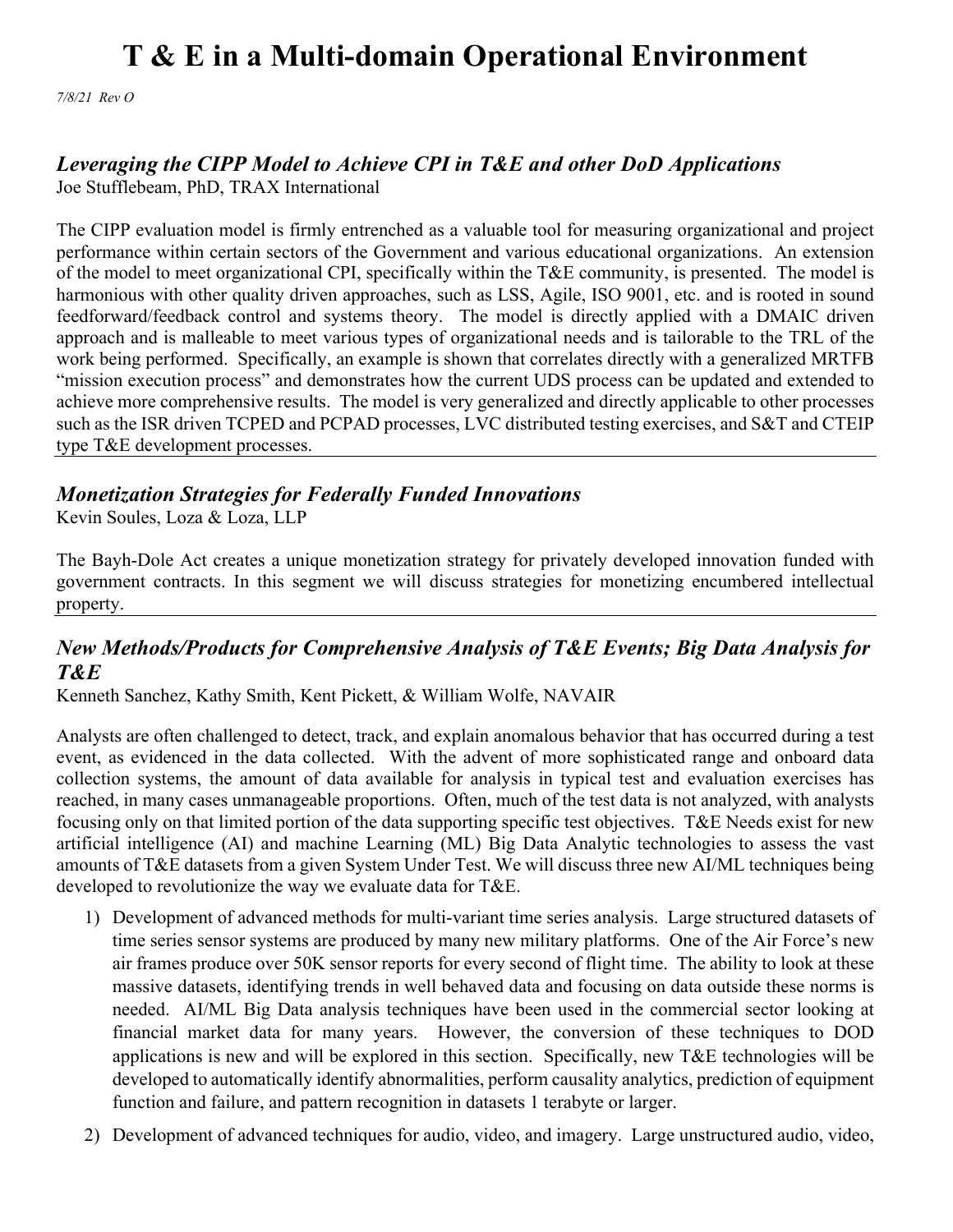# T & E in a Multi-domain Operational Environment

*7/8/21 Rev O*

## *Leveraging the CIPP Model to Achieve CPI in T&E and other DoD Applications*

Joe Stufflebeam, PhD, TRAX International

The CIPP evaluation model is firmly entrenched as a valuable tool for measuring organizational and project performance within certain sectors of the Government and various educational organizations. An extension of the model to meet organizational CPI, specifically within the T&E community, is presented. The model is harmonious with other quality driven approaches, such as LSS, Agile, ISO 9001, etc. and is rooted in sound feedforward/feedback control and systems theory. The model is directly applied with a DMAIC driven approach and is malleable to meet various types of organizational needs and is tailorable to the TRL of the work being performed. Specifically, an example is shown that correlates directly with a generalized MRTFB "mission execution process" and demonstrates how the current UDS process can be updated and extended to achieve more comprehensive results. The model is very generalized and directly applicable to other processes such as the ISR driven TCPED and PCPAD processes, LVC distributed testing exercises, and S&T and CTEIP type T&E development processes.

---

## *Monetization Strategies for Federally Funded Innovations*

Kevin Soules, Loza & Loza, LLP

The Bayh-Dole Act creates a unique monetization strategy for privately developed innovation funded with government contracts. In this segment we will discuss strategies for monetizing encumbered intellectual property.

---

## *New Methods/Products for Comprehensive Analysis of T&E Events; Big Data Analysis for T&E*

Kenneth Sanchez, Kathy Smith, Kent Pickett, & William Wolfe, NAVAIR

Analysts are often challenged to detect, track, and explain anomalous behavior that has occurred during a test event, as evidenced in the data collected. With the advent of more sophisticated range and onboard data collection systems, the amount of data available for analysis in typical test and evaluation exercises has reached, in many cases unmanageable proportions. Often, much of the test data is not analyzed, with analysts focusing only on that limited portion of the data supporting specific test objectives. T&E Needs exist for new artificial intelligence (AI) and machine Learning (ML) Big Data Analytic technologies to assess the vast amounts of T&E datasets from a given System Under Test. We will discuss three new AI/ML techniques being developed to revolutionize the way we evaluate data for T&E.

1) Development of advanced methods for multi-variant time series analysis. Large structured datasets of time series sensor systems are produced by many new military platforms. One of the Air Force's new air frames produce over 50K sensor reports for every second of flight time. The ability to look at these massive datasets, identifying trends in well behaved data and focusing on data outside these norms is needed. AI/ML Big Data analysis techniques have been used in the commercial sector looking at financial market data for many years. However, the conversion of these techniques to DOD applications is new and will be explored in this section. Specifically, new T&E technologies will be developed to automatically identify abnormalities, perform causality analytics, prediction of equipment function and failure, and pattern recognition in datasets 1 terabyte or larger.
2) Development of advanced techniques for audio, video, and imagery. Large unstructured audio, video,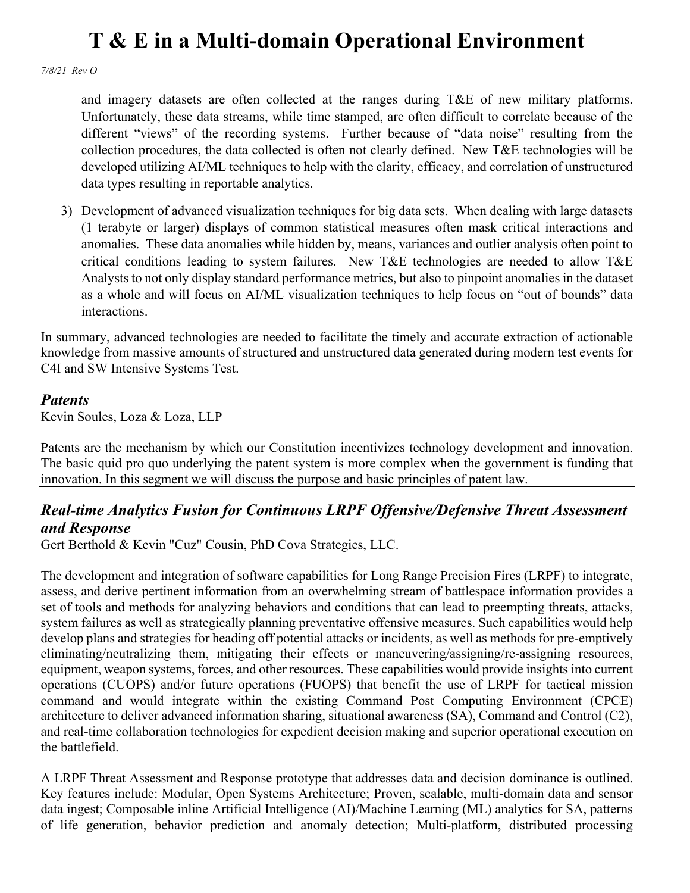and imagery datasets are often collected at the ranges during T&E of new military platforms. Unfortunately, these data streams, while time stamped, are often difficult to correlate because of the different "views" of the recording systems. Further because of "data noise" resulting from the collection procedures, the data collected is often not clearly defined. New T&E technologies will be developed utilizing AI/ML techniques to help with the clarity, efficacy, and correlation of unstructured data types resulting in reportable analytics.

3) Development of advanced visualization techniques for big data sets. When dealing with large datasets (1 terabyte or larger) displays of common statistical measures often mask critical interactions and anomalies. These data anomalies while hidden by, means, variances and outlier analysis often point to critical conditions leading to system failures. New T&E technologies are needed to allow T&E Analysts to not only display standard performance metrics, but also to pinpoint anomalies in the dataset as a whole and will focus on AI/ML visualization techniques to help focus on "out of bounds" data interactions.

In summary, advanced technologies are needed to facilitate the timely and accurate extraction of actionable knowledge from massive amounts of structured and unstructured data generated during modern test events for C4I and SW Intensive Systems Test.

---

## *Patents*

Kevin Soules, Loza & Loza, LLP

Patents are the mechanism by which our Constitution incentivizes technology development and innovation. The basic quid pro quo underlying the patent system is more complex when the government is funding that innovation. In this segment we will discuss the purpose and basic principles of patent law.

---

## *Real-time Analytics Fusion for Continuous LRPF Offensive/Defensive Threat Assessment and Response*

Gert Berthold & Kevin "Cuz" Cousin, PhD Cova Strategies, LLC.

The development and integration of software capabilities for Long Range Precision Fires (LRPF) to integrate, assess, and derive pertinent information from an overwhelming stream of battlespace information provides a set of tools and methods for analyzing behaviors and conditions that can lead to preempting threats, attacks, system failures as well as strategically planning preventative offensive measures. Such capabilities would help develop plans and strategies for heading off potential attacks or incidents, as well as methods for pre-emptively eliminating/neutralizing them, mitigating their effects or maneuvering/assigning/re-assigning resources, equipment, weapon systems, forces, and other resources. These capabilities would provide insights into current operations (CUOPS) and/or future operations (FUOPS) that benefit the use of LRPF for tactical mission command and would integrate within the existing Command Post Computing Environment (CPCE) architecture to deliver advanced information sharing, situational awareness (SA), Command and Control (C2), and real-time collaboration technologies for expedient decision making and superior operational execution on the battlefield.

A LRPF Threat Assessment and Response prototype that addresses data and decision dominance is outlined. Key features include: Modular, Open Systems Architecture; Proven, scalable, multi-domain data and sensor data ingest; Composable inline Artificial Intelligence (AI)/Machine Learning (ML) analytics for SA, patterns of life generation, behavior prediction and anomaly detection; Multi-platform, distributed processing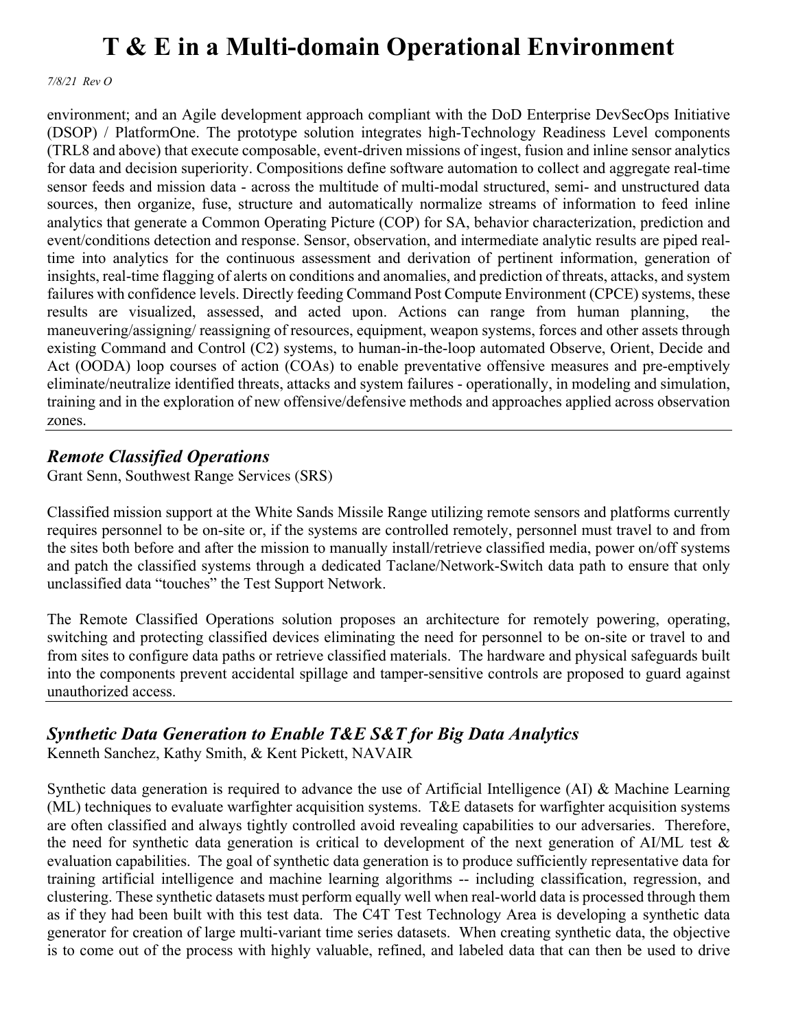environment; and an Agile development approach compliant with the DoD Enterprise DevSecOps Initiative (DSOP) / PlatformOne. The prototype solution integrates high-Technology Readiness Level components (TRL8 and above) that execute composable, event-driven missions of ingest, fusion and inline sensor analytics for data and decision superiority. Compositions define software automation to collect and aggregate real-time sensor feeds and mission data - across the multitude of multi-modal structured, semi- and unstructured data sources, then organize, fuse, structure and automatically normalize streams of information to feed inline analytics that generate a Common Operating Picture (COP) for SA, behavior characterization, prediction and event/conditions detection and response. Sensor, observation, and intermediate analytic results are piped real-time into analytics for the continuous assessment and derivation of pertinent information, generation of insights, real-time flagging of alerts on conditions and anomalies, and prediction of threats, attacks, and system failures with confidence levels. Directly feeding Command Post Compute Environment (CPCE) systems, these results are visualized, assessed, and acted upon. Actions can range from human planning, the maneuvering/assigning/ reassigning of resources, equipment, weapon systems, forces and other assets through existing Command and Control (C2) systems, to human-in-the-loop automated Observe, Orient, Decide and Act (OODA) loop courses of action (COAs) to enable preventative offensive measures and pre-emptively eliminate/neutralize identified threats, attacks and system failures - operationally, in modeling and simulation, training and in the exploration of new offensive/defensive methods and approaches applied across observation zones.

## *Remote Classified Operations*

Grant Senn, Southwest Range Services (SRS)

Classified mission support at the White Sands Missile Range utilizing remote sensors and platforms currently requires personnel to be on-site or, if the systems are controlled remotely, personnel must travel to and from the sites both before and after the mission to manually install/retrieve classified media, power on/off systems and patch the classified systems through a dedicated Taclane/Network-Switch data path to ensure that only unclassified data "touches" the Test Support Network.

The Remote Classified Operations solution proposes an architecture for remotely powering, operating, switching and protecting classified devices eliminating the need for personnel to be on-site or travel to and from sites to configure data paths or retrieve classified materials. The hardware and physical safeguards built into the components prevent accidental spillage and tamper-sensitive controls are proposed to guard against unauthorized access.

## *Synthetic Data Generation to Enable T&E S&T for Big Data Analytics*

Kenneth Sanchez, Kathy Smith, & Kent Pickett, NAVAIR

Synthetic data generation is required to advance the use of Artificial Intelligence (AI) & Machine Learning (ML) techniques to evaluate warfighter acquisition systems. T&E datasets for warfighter acquisition systems are often classified and always tightly controlled avoid revealing capabilities to our adversaries. Therefore, the need for synthetic data generation is critical to development of the next generation of AI/ML test & evaluation capabilities. The goal of synthetic data generation is to produce sufficiently representative data for training artificial intelligence and machine learning algorithms -- including classification, regression, and clustering. These synthetic datasets must perform equally well when real-world data is processed through them as if they had been built with this test data. The C4T Test Technology Area is developing a synthetic data generator for creation of large multi-variant time series datasets. When creating synthetic data, the objective is to come out of the process with highly valuable, refined, and labeled data that can then be used to drive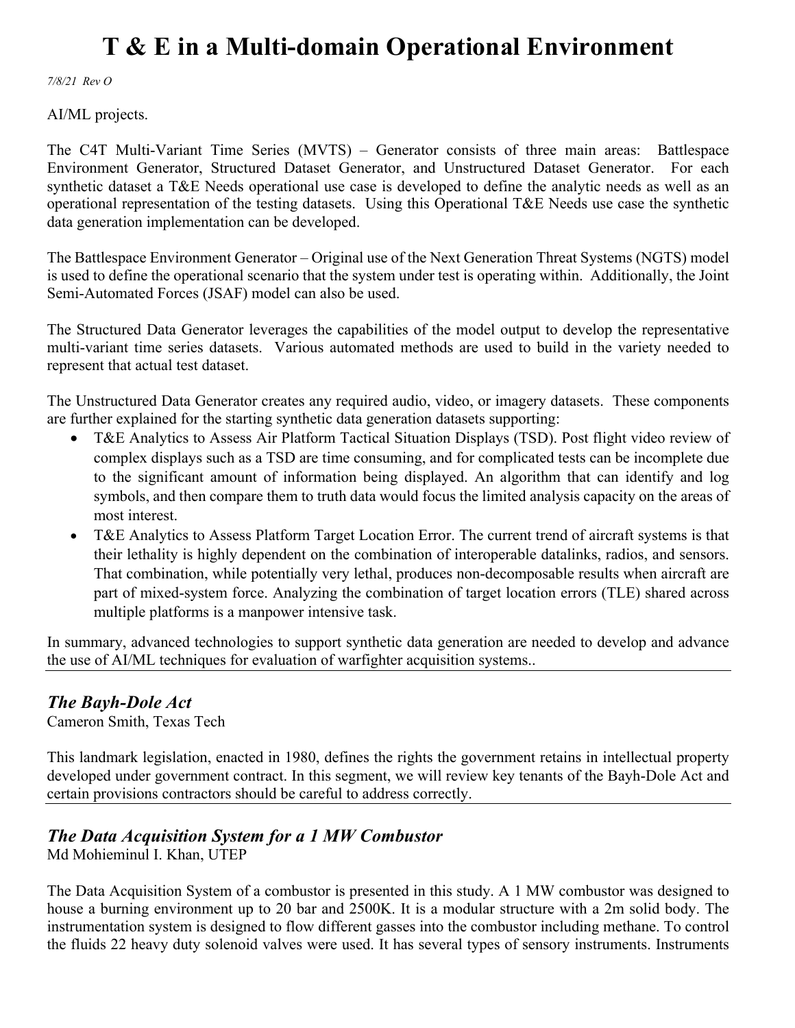AI/ML projects.

The C4T Multi-Variant Time Series (MVTS) – Generator consists of three main areas: Battlespace Environment Generator, Structured Dataset Generator, and Unstructured Dataset Generator. For each synthetic dataset a T&E Needs operational use case is developed to define the analytic needs as well as an operational representation of the testing datasets. Using this Operational T&E Needs use case the synthetic data generation implementation can be developed.

The Battlespace Environment Generator – Original use of the Next Generation Threat Systems (NGTS) model is used to define the operational scenario that the system under test is operating within. Additionally, the Joint Semi-Automated Forces (JSAF) model can also be used.

The Structured Data Generator leverages the capabilities of the model output to develop the representative multi-variant time series datasets. Various automated methods are used to build in the variety needed to represent that actual test dataset.

The Unstructured Data Generator creates any required audio, video, or imagery datasets. These components are further explained for the starting synthetic data generation datasets supporting:

- T&E Analytics to Assess Air Platform Tactical Situation Displays (TSD). Post flight video review of complex displays such as a TSD are time consuming, and for complicated tests can be incomplete due to the significant amount of information being displayed. An algorithm that can identify and log symbols, and then compare them to truth data would focus the limited analysis capacity on the areas of most interest.
- T&E Analytics to Assess Platform Target Location Error. The current trend of aircraft systems is that their lethality is highly dependent on the combination of interoperable datalinks, radios, and sensors. That combination, while potentially very lethal, produces non-decomposable results when aircraft are part of mixed-system force. Analyzing the combination of target location errors (TLE) shared across multiple platforms is a manpower intensive task.

In summary, advanced technologies to support synthetic data generation are needed to develop and advance the use of AI/ML techniques for evaluation of warfighter acquisition systems..

---

## *The Bayh-Dole Act*

Cameron Smith, Texas Tech

This landmark legislation, enacted in 1980, defines the rights the government retains in intellectual property developed under government contract. In this segment, we will review key tenants of the Bayh-Dole Act and certain provisions contractors should be careful to address correctly.

---

## *The Data Acquisition System for a 1 MW Combustor*

Md Mohieminul I. Khan, UTEP

The Data Acquisition System of a combustor is presented in this study. A 1 MW combustor was designed to house a burning environment up to 20 bar and 2500K. It is a modular structure with a 2m solid body. The instrumentation system is designed to flow different gasses into the combustor including methane. To control the fluids 22 heavy duty solenoid valves were used. It has several types of sensory instruments. Instruments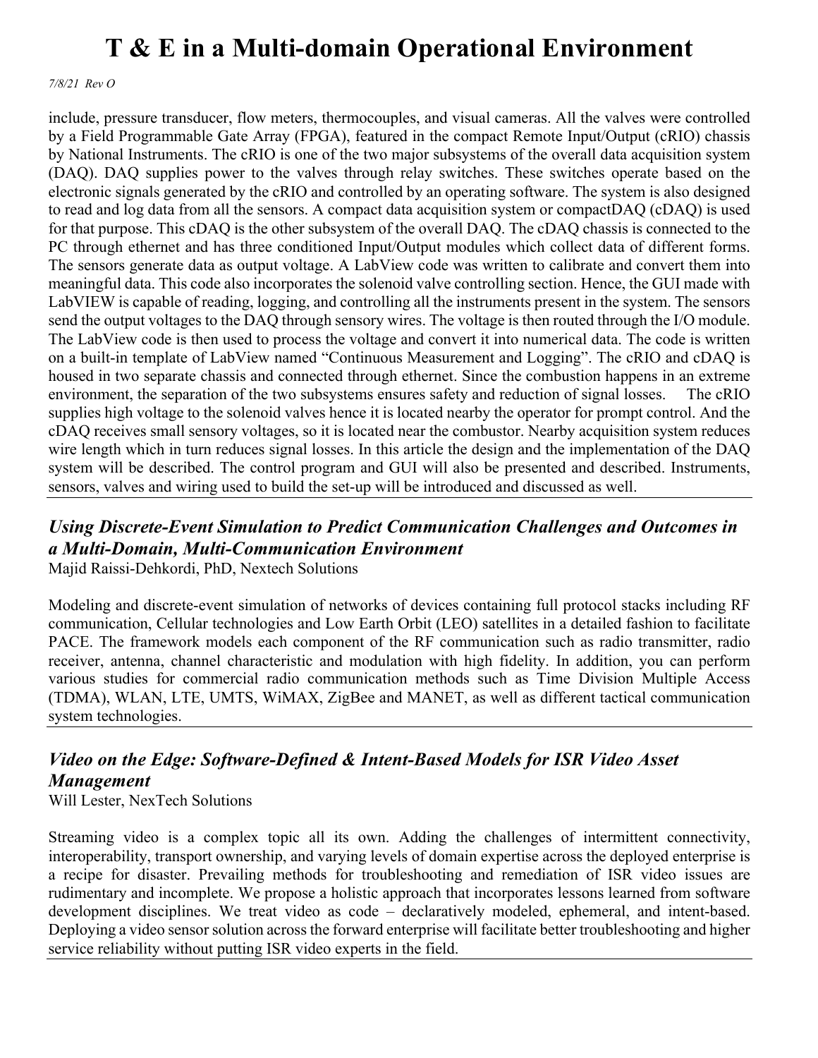include, pressure transducer, flow meters, thermocouples, and visual cameras. All the valves were controlled by a Field Programmable Gate Array (FPGA), featured in the compact Remote Input/Output (cRIO) chassis by National Instruments. The cRIO is one of the two major subsystems of the overall data acquisition system (DAQ). DAQ supplies power to the valves through relay switches. These switches operate based on the electronic signals generated by the cRIO and controlled by an operating software. The system is also designed to read and log data from all the sensors. A compact data acquisition system or compactDAQ (cDAQ) is used for that purpose. This cDAQ is the other subsystem of the overall DAQ. The cDAQ chassis is connected to the PC through ethernet and has three conditioned Input/Output modules which collect data of different forms. The sensors generate data as output voltage. A LabView code was written to calibrate and convert them into meaningful data. This code also incorporates the solenoid valve controlling section. Hence, the GUI made with LabVIEW is capable of reading, logging, and controlling all the instruments present in the system. The sensors send the output voltages to the DAQ through sensory wires. The voltage is then routed through the I/O module. The LabView code is then used to process the voltage and convert it into numerical data. The code is written on a built-in template of LabView named "Continuous Measurement and Logging". The cRIO and cDAQ is housed in two separate chassis and connected through ethernet. Since the combustion happens in an extreme environment, the separation of the two subsystems ensures safety and reduction of signal losses. The cRIO supplies high voltage to the solenoid valves hence it is located nearby the operator for prompt control. And the cDAQ receives small sensory voltages, so it is located near the combustor. Nearby acquisition system reduces wire length which in turn reduces signal losses. In this article the design and the implementation of the DAQ system will be described. The control program and GUI will also be presented and described. Instruments, sensors, valves and wiring used to build the set-up will be introduced and discussed as well.

---

## *Using Discrete-Event Simulation to Predict Communication Challenges and Outcomes in a Multi-Domain, Multi-Communication Environment*

Majid Raissi-Dehkordi, PhD, Nextech Solutions

Modeling and discrete-event simulation of networks of devices containing full protocol stacks including RF communication, Cellular technologies and Low Earth Orbit (LEO) satellites in a detailed fashion to facilitate PACE. The framework models each component of the RF communication such as radio transmitter, radio receiver, antenna, channel characteristic and modulation with high fidelity. In addition, you can perform various studies for commercial radio communication methods such as Time Division Multiple Access (TDMA), WLAN, LTE, UMTS, WiMAX, ZigBee and MANET, as well as different tactical communication system technologies.

---

## *Video on the Edge: Software-Defined & Intent-Based Models for ISR Video Asset Management*

Will Lester, NexTech Solutions

Streaming video is a complex topic all its own. Adding the challenges of intermittent connectivity, interoperability, transport ownership, and varying levels of domain expertise across the deployed enterprise is a recipe for disaster. Prevailing methods for troubleshooting and remediation of ISR video issues are rudimentary and incomplete. We propose a holistic approach that incorporates lessons learned from software development disciplines. We treat video as code – declaratively modeled, ephemeral, and intent-based. Deploying a video sensor solution across the forward enterprise will facilitate better troubleshooting and higher service reliability without putting ISR video experts in the field.

---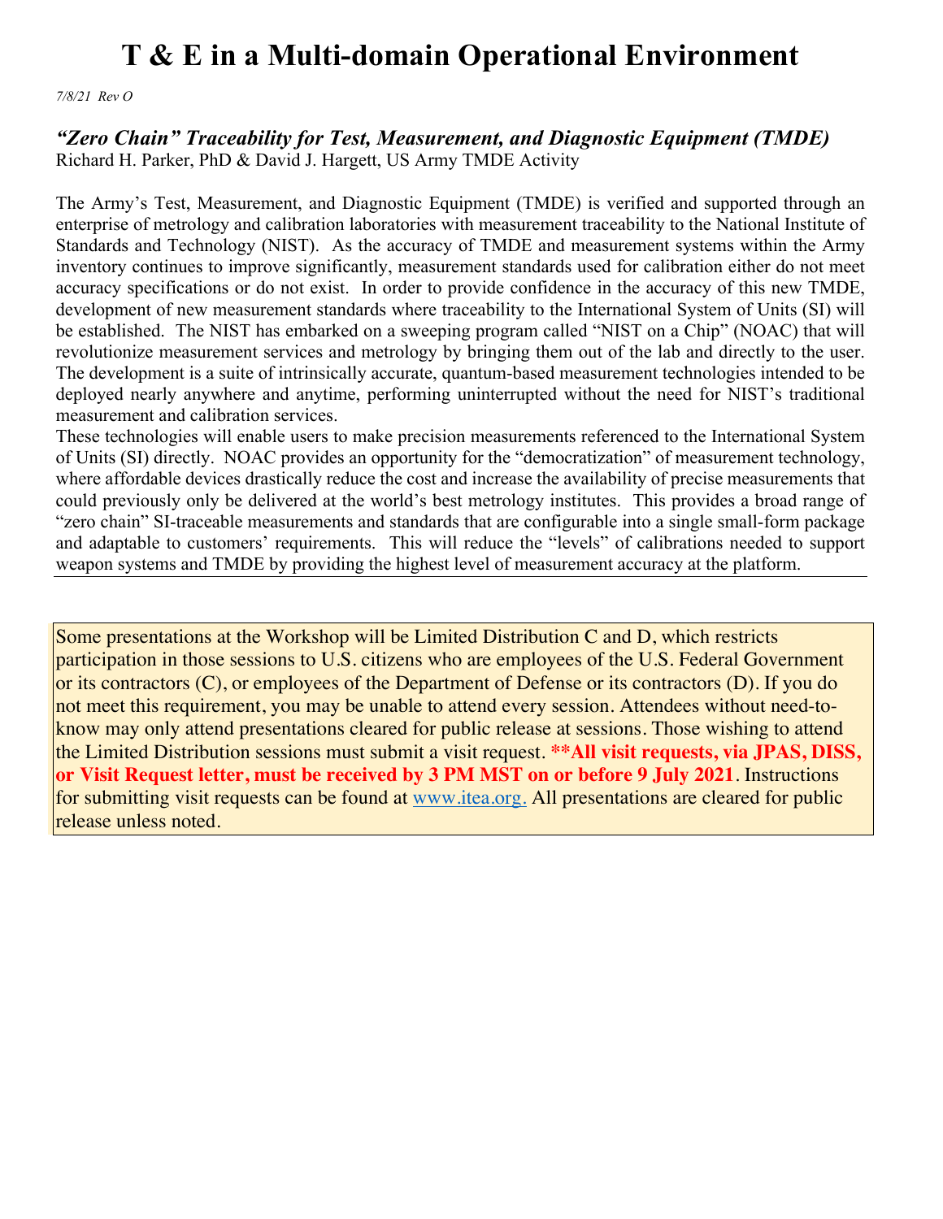# T & E in a Multi-domain Operational Environment

*7/8/21 Rev O*

### *"Zero Chain" Traceability for Test, Measurement, and Diagnostic Equipment (TMDE)*

Richard H. Parker, PhD & David J. Hargett, US Army TMDE Activity

The Army's Test, Measurement, and Diagnostic Equipment (TMDE) is verified and supported through an enterprise of metrology and calibration laboratories with measurement traceability to the National Institute of Standards and Technology (NIST). As the accuracy of TMDE and measurement systems within the Army inventory continues to improve significantly, measurement standards used for calibration either do not meet accuracy specifications or do not exist. In order to provide confidence in the accuracy of this new TMDE, development of new measurement standards where traceability to the International System of Units (SI) will be established. The NIST has embarked on a sweeping program called "NIST on a Chip" (NOAC) that will revolutionize measurement services and metrology by bringing them out of the lab and directly to the user. The development is a suite of intrinsically accurate, quantum-based measurement technologies intended to be deployed nearly anywhere and anytime, performing uninterrupted without the need for NIST's traditional measurement and calibration services.

These technologies will enable users to make precision measurements referenced to the International System of Units (SI) directly. NOAC provides an opportunity for the "democratization" of measurement technology, where affordable devices drastically reduce the cost and increase the availability of precise measurements that could previously only be delivered at the world's best metrology institutes. This provides a broad range of "zero chain" SI-traceable measurements and standards that are configurable into a single small-form package and adaptable to customers' requirements. This will reduce the "levels" of calibrations needed to support weapon systems and TMDE by providing the highest level of measurement accuracy at the platform.

---

Some presentations at the Workshop will be Limited Distribution C and D, which restricts participation in those sessions to U.S. citizens who are employees of the U.S. Federal Government or its contractors (C), or employees of the Department of Defense or its contractors (D). If you do not meet this requirement, you may be unable to attend every session. Attendees without need-to-know may only attend presentations cleared for public release at sessions. Those wishing to attend the Limited Distribution sessions must submit a visit request. **\*\*All visit requests, via JPAS, DISS, or Visit Request letter, must be received by 3 PM MST on or before 9 July 2021**. Instructions for submitting visit requests can be found at [www.itea.org.](http://www.itea.org) All presentations are cleared for public release unless noted.